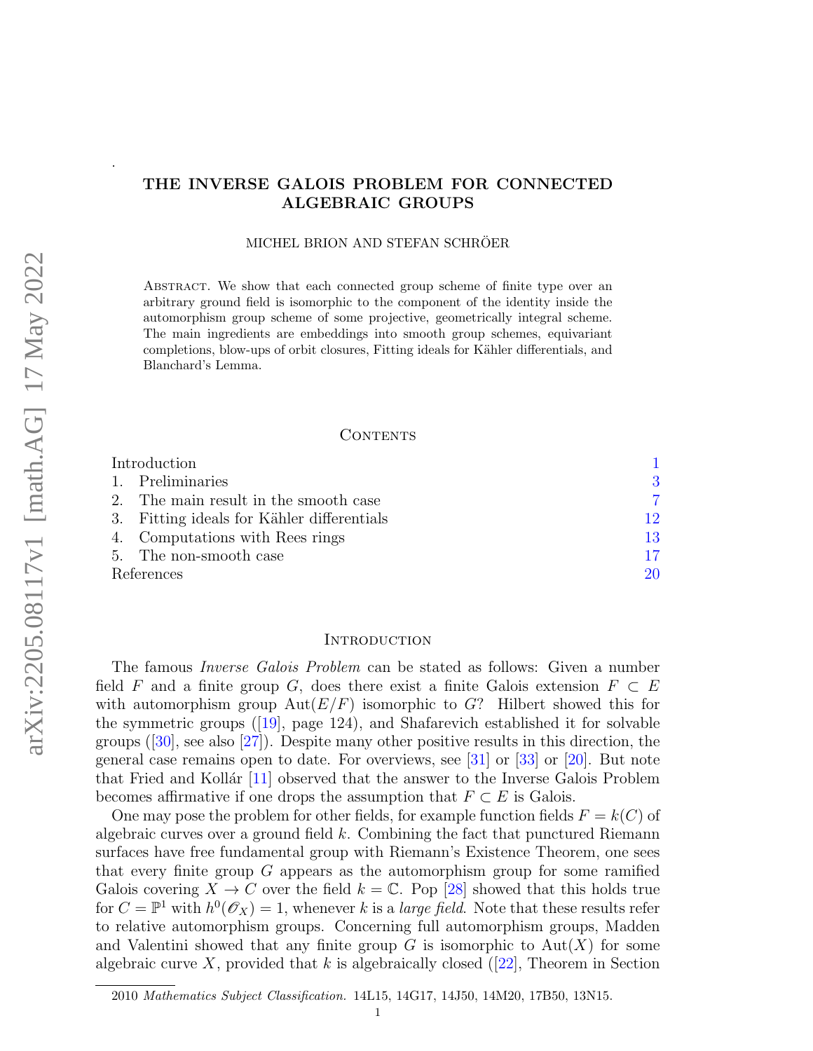# THE INVERSE GALOIS PROBLEM FOR CONNECTED ALGEBRAIC GROUPS

MICHEL BRION AND STEFAN SCHRÖER

Abstract. We show that each connected group scheme of finite type over an arbitrary ground field is isomorphic to the component of the identity inside the automorphism group scheme of some projective, geometrically integral scheme. The main ingredients are embeddings into smooth group schemes, equivariant completions, blow-ups of orbit closures, Fitting ideals for Kähler differentials, and Blanchard's Lemma.

## Contents

| | |
|---|---|
| Introduction | 1 |
| 1. Preliminaries | 3 |
| 2. The main result in the smooth case | 7 |
| 3. Fitting ideals for Kähler differentials | 12 |
| 4. Computations with Rees rings | 13 |
| 5. The non-smooth case | 17 |
| References | 20 |

## Introduction

The famous *Inverse Galois Problem* can be stated as follows: Given a number field $F$ and a finite group $G$, does there exist a finite Galois extension $F \subset E$ with automorphism group $\mathrm{Aut}(E/F)$ isomorphic to $G$? Hilbert showed this for the symmetric groups ([19], page 124), and Shafarevich established it for solvable groups ([30], see also [27]). Despite many other positive results in this direction, the general case remains open to date. For overviews, see [31] or [33] or [20]. But note that Fried and Kollár [11] observed that the answer to the Inverse Galois Problem becomes affirmative if one drops the assumption that $F \subset E$ is Galois.

One may pose the problem for other fields, for example function fields $F = k(C)$ of algebraic curves over a ground field $k$. Combining the fact that punctured Riemann surfaces have free fundamental group with Riemann's Existence Theorem, one sees that every finite group $G$ appears as the automorphism group for some ramified Galois covering $X \to C$ over the field $k = \mathbb{C}$. Pop [28] showed that this holds true for $C = \mathbb{P}^1$ with $h^0(\mathscr{O}_X) = 1$, whenever $k$ is a *large field*. Note that these results refer to relative automorphism groups. Concerning full automorphism groups, Madden and Valentini showed that any finite group $G$ is isomorphic to $\mathrm{Aut}(X)$ for some algebraic curve $X$, provided that $k$ is algebraically closed ([22], Theorem in Section

2010 *Mathematics Subject Classification.* 14L15, 14G17, 14J50, 14M20, 17B50, 13N15.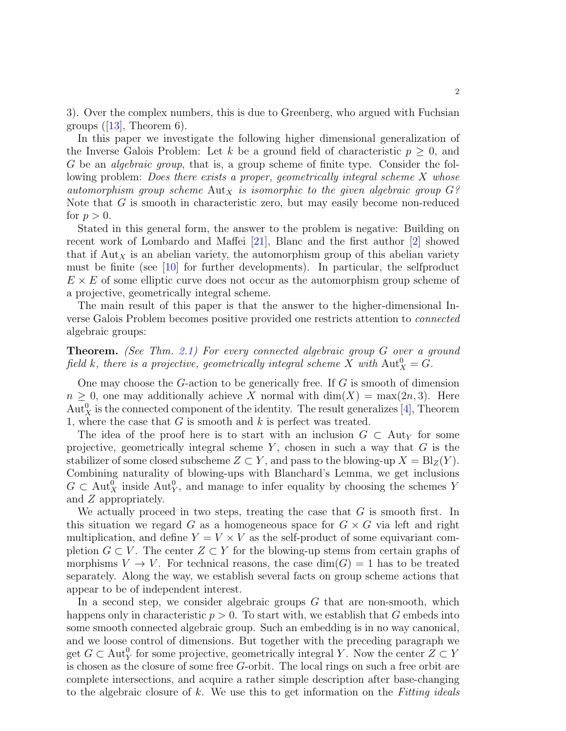3). Over the complex numbers, this is due to Greenberg, who argued with Fuchsian groups ([13], Theorem 6).

In this paper we investigate the following higher dimensional generalization of the Inverse Galois Problem: Let $k$ be a ground field of characteristic $p \geq 0$, and $G$ be an *algebraic group*, that is, a group scheme of finite type. Consider the following problem: *Does there exists a proper, geometrically integral scheme $X$ whose automorphism group scheme $\mathrm{Aut}_X$ is isomorphic to the given algebraic group $G$?* Note that $G$ is smooth in characteristic zero, but may easily become non-reduced for $p > 0$.

Stated in this general form, the answer to the problem is negative: Building on recent work of Lombardo and Maffei [21], Blanc and the first author [2] showed that if $\mathrm{Aut}_X$ is an abelian variety, the automorphism group of this abelian variety must be finite (see [10] for further developments). In particular, the selfproduct $E \times E$ of some elliptic curve does not occur as the automorphism group scheme of a projective, geometrically integral scheme.

The main result of this paper is that the answer to the higher-dimensional Inverse Galois Problem becomes positive provided one restricts attention to *connected* algebraic groups:

**Theorem.** *(See Thm. 2.1) For every connected algebraic group $G$ over a ground field $k$, there is a projective, geometrically integral scheme $X$ with $\mathrm{Aut}^0_X = G$.*

One may choose the $G$-action to be generically free. If $G$ is smooth of dimension $n \geq 0$, one may additionally achieve $X$ normal with $\dim(X) = \max(2n, 3)$. Here $\mathrm{Aut}^0_X$ is the connected component of the identity. The result generalizes [4], Theorem 1, where the case that $G$ is smooth and $k$ is perfect was treated.

The idea of the proof here is to start with an inclusion $G \subset \mathrm{Aut}_Y$ for some projective, geometrically integral scheme $Y$, chosen in such a way that $G$ is the stabilizer of some closed subscheme $Z \subset Y$, and pass to the blowing-up $X = \mathrm{Bl}_Z(Y)$. Combining naturality of blowing-ups with Blanchard's Lemma, we get inclusions $G \subset \mathrm{Aut}^0_X$ inside $\mathrm{Aut}^0_Y$, and manage to infer equality by choosing the schemes $Y$ and $Z$ appropriately.

We actually proceed in two steps, treating the case that $G$ is smooth first. In this situation we regard $G$ as a homogeneous space for $G \times G$ via left and right multiplication, and define $Y = V \times V$ as the self-product of some equivariant completion $G \subset V$. The center $Z \subset Y$ for the blowing-up stems from certain graphs of morphisms $V \to V$. For technical reasons, the case $\dim(G) = 1$ has to be treated separately. Along the way, we establish several facts on group scheme actions that appear to be of independent interest.

In a second step, we consider algebraic groups $G$ that are non-smooth, which happens only in characteristic $p > 0$. To start with, we establish that $G$ embeds into some smooth connected algebraic group. Such an embedding is in no way canonical, and we loose control of dimensions. But together with the preceding paragraph we get $G \subset \mathrm{Aut}^0_Y$ for some projective, geometrically integral $Y$. Now the center $Z \subset Y$ is chosen as the closure of some free $G$-orbit. The local rings on such a free orbit are complete intersections, and acquire a rather simple description after base-changing to the algebraic closure of $k$. We use this to get information on the *Fitting ideals*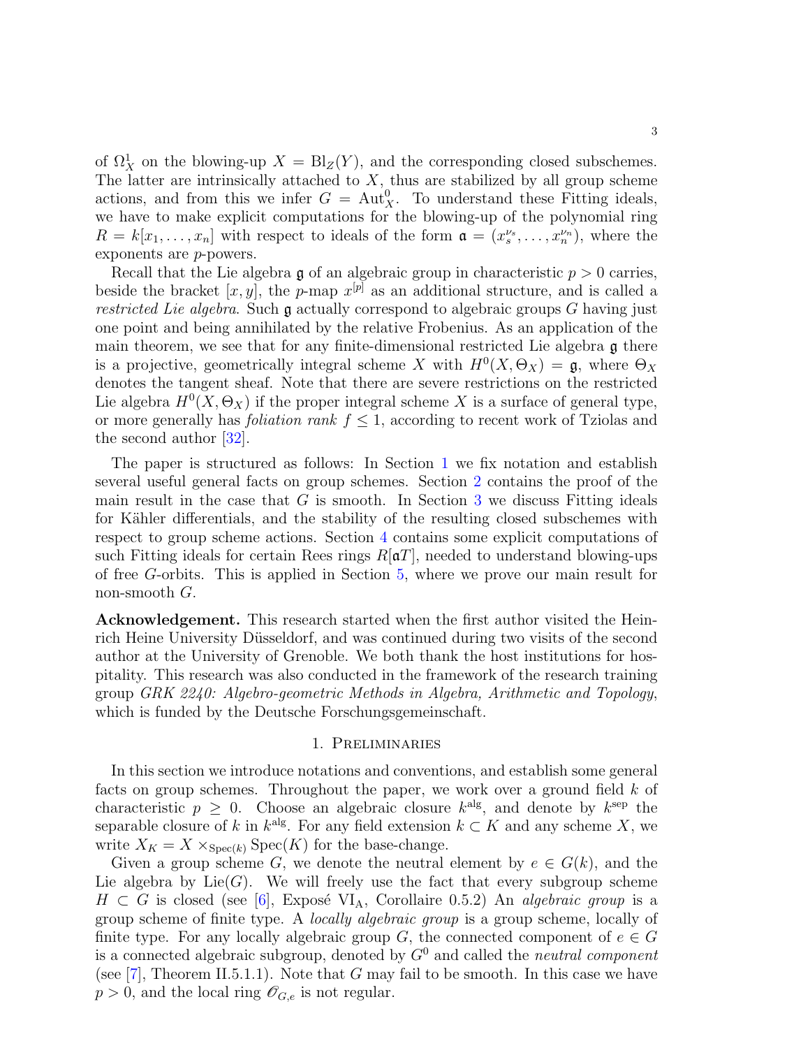of $\Omega^1_X$ on the blowing-up $X = \mathrm{Bl}_Z(Y)$, and the corresponding closed subschemes. The latter are intrinsically attached to $X$, thus are stabilized by all group scheme actions, and from this we infer $G = \mathrm{Aut}^0_X$. To understand these Fitting ideals, we have to make explicit computations for the blowing-up of the polynomial ring $R = k[x_1, \ldots, x_n]$ with respect to ideals of the form $\mathfrak{a} = (x_s^{\nu_s}, \ldots, x_n^{\nu_n})$, where the exponents are $p$-powers.

Recall that the Lie algebra $\mathfrak{g}$ of an algebraic group in characteristic $p > 0$ carries, beside the bracket $[x, y]$, the $p$-map $x^{[p]}$ as an additional structure, and is called a *restricted Lie algebra*. Such $\mathfrak{g}$ actually correspond to algebraic groups $G$ having just one point and being annihilated by the relative Frobenius. As an application of the main theorem, we see that for any finite-dimensional restricted Lie algebra $\mathfrak{g}$ there is a projective, geometrically integral scheme $X$ with $H^0(X, \Theta_X) = \mathfrak{g}$, where $\Theta_X$ denotes the tangent sheaf. Note that there are severe restrictions on the restricted Lie algebra $H^0(X, \Theta_X)$ if the proper integral scheme $X$ is a surface of general type, or more generally has *foliation rank* $f \leq 1$, according to recent work of Tziolas and the second author [32].

The paper is structured as follows: In Section 1 we fix notation and establish several useful general facts on group schemes. Section 2 contains the proof of the main result in the case that $G$ is smooth. In Section 3 we discuss Fitting ideals for Kähler differentials, and the stability of the resulting closed subschemes with respect to group scheme actions. Section 4 contains some explicit computations of such Fitting ideals for certain Rees rings $R[\mathfrak{a}T]$, needed to understand blowing-ups of free $G$-orbits. This is applied in Section 5, where we prove our main result for non-smooth $G$.

**Acknowledgement.** This research started when the first author visited the Heinrich Heine University Düsseldorf, and was continued during two visits of the second author at the University of Grenoble. We both thank the host institutions for hospitality. This research was also conducted in the framework of the research training group *GRK 2240: Algebro-geometric Methods in Algebra, Arithmetic and Topology*, which is funded by the Deutsche Forschungsgemeinschaft.

## 1. Preliminaries

In this section we introduce notations and conventions, and establish some general facts on group schemes. Throughout the paper, we work over a ground field $k$ of characteristic $p \geq 0$. Choose an algebraic closure $k^{\mathrm{alg}}$, and denote by $k^{\mathrm{sep}}$ the separable closure of $k$ in $k^{\mathrm{alg}}$. For any field extension $k \subset K$ and any scheme $X$, we write $X_K = X \times_{\mathrm{Spec}(k)} \mathrm{Spec}(K)$ for the base-change.

Given a group scheme $G$, we denote the neutral element by $e \in G(k)$, and the Lie algebra by $\mathrm{Lie}(G)$. We will freely use the fact that every subgroup scheme $H \subset G$ is closed (see [6], Exposé $\mathrm{VI_A}$, Corollaire 0.5.2) An *algebraic group* is a group scheme of finite type. A *locally algebraic group* is a group scheme, locally of finite type. For any locally algebraic group $G$, the connected component of $e \in G$ is a connected algebraic subgroup, denoted by $G^0$ and called the *neutral component* (see [7], Theorem II.5.1.1). Note that $G$ may fail to be smooth. In this case we have $p > 0$, and the local ring $\mathscr{O}_{G,e}$ is not regular.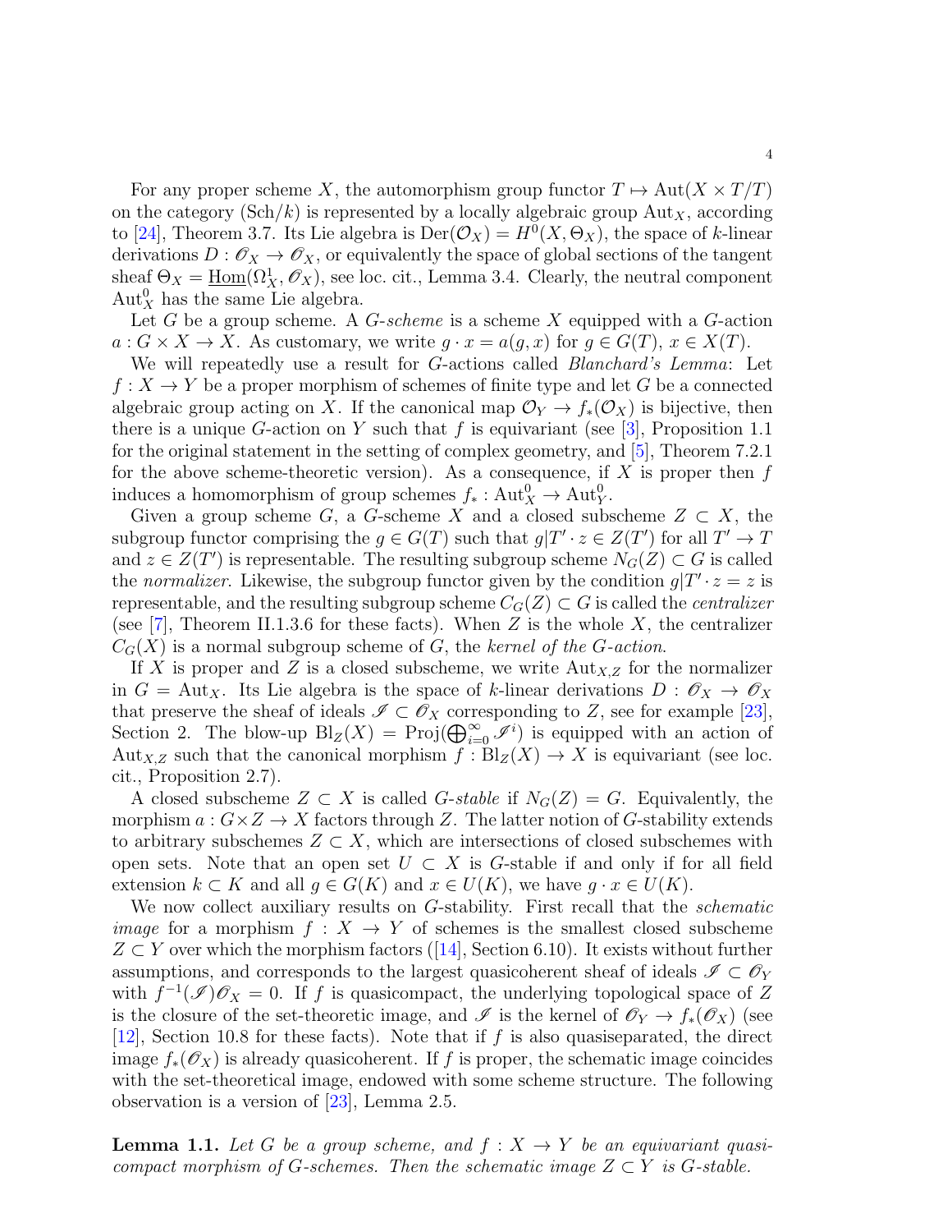For any proper scheme $X$, the automorphism group functor $T \mapsto \mathrm{Aut}(X \times T/T)$ on the category $(\mathrm{Sch}/k)$ is represented by a locally algebraic group $\mathrm{Aut}_X$, according to [24], Theorem 3.7. Its Lie algebra is $\mathrm{Der}(\mathcal{O}_X) = H^0(X, \Theta_X)$, the space of $k$-linear derivations $D : \mathscr{O}_X \to \mathscr{O}_X$, or equivalently the space of global sections of the tangent sheaf $\Theta_X = \underline{\mathrm{Hom}}(\Omega^1_X, \mathscr{O}_X)$, see loc. cit., Lemma 3.4. Clearly, the neutral component $\mathrm{Aut}^0_X$ has the same Lie algebra.

Let $G$ be a group scheme. A *$G$-scheme* is a scheme $X$ equipped with a $G$-action $a : G \times X \to X$. As customary, we write $g \cdot x = a(g, x)$ for $g \in G(T)$, $x \in X(T)$.

We will repeatedly use a result for $G$-actions called *Blanchard's Lemma*: Let $f : X \to Y$ be a proper morphism of schemes of finite type and let $G$ be a connected algebraic group acting on $X$. If the canonical map $\mathcal{O}_Y \to f_*(\mathcal{O}_X)$ is bijective, then there is a unique $G$-action on $Y$ such that $f$ is equivariant (see [3], Proposition 1.1 for the original statement in the setting of complex geometry, and [5], Theorem 7.2.1 for the above scheme-theoretic version). As a consequence, if $X$ is proper then $f$ induces a homomorphism of group schemes $f_* : \mathrm{Aut}^0_X \to \mathrm{Aut}^0_Y$.

Given a group scheme $G$, a $G$-scheme $X$ and a closed subscheme $Z \subset X$, the subgroup functor comprising the $g \in G(T)$ such that $g|T' \cdot z \in Z(T')$ for all $T' \to T$ and $z \in Z(T')$ is representable. The resulting subgroup scheme $N_G(Z) \subset G$ is called the *normalizer*. Likewise, the subgroup functor given by the condition $g|T' \cdot z = z$ is representable, and the resulting subgroup scheme $C_G(Z) \subset G$ is called the *centralizer* (see [7], Theorem II.1.3.6 for these facts). When $Z$ is the whole $X$, the centralizer $C_G(X)$ is a normal subgroup scheme of $G$, the *kernel of the $G$-action*.

If $X$ is proper and $Z$ is a closed subscheme, we write $\mathrm{Aut}_{X,Z}$ for the normalizer in $G = \mathrm{Aut}_X$. Its Lie algebra is the space of $k$-linear derivations $D : \mathscr{O}_X \to \mathscr{O}_X$ that preserve the sheaf of ideals $\mathscr{I} \subset \mathscr{O}_X$ corresponding to $Z$, see for example [23], Section 2. The blow-up $\mathrm{Bl}_Z(X) = \mathrm{Proj}(\bigoplus_{i=0}^\infty \mathscr{I}^i)$ is equipped with an action of $\mathrm{Aut}_{X,Z}$ such that the canonical morphism $f : \mathrm{Bl}_Z(X) \to X$ is equivariant (see loc. cit., Proposition 2.7).

A closed subscheme $Z \subset X$ is called *$G$-stable* if $N_G(Z) = G$. Equivalently, the morphism $a : G \times Z \to X$ factors through $Z$. The latter notion of $G$-stability extends to arbitrary subschemes $Z \subset X$, which are intersections of closed subschemes with open sets. Note that an open set $U \subset X$ is $G$-stable if and only if for all field extension $k \subset K$ and all $g \in G(K)$ and $x \in U(K)$, we have $g \cdot x \in U(K)$.

We now collect auxiliary results on $G$-stability. First recall that the *schematic image* for a morphism $f : X \to Y$ of schemes is the smallest closed subscheme $Z \subset Y$ over which the morphism factors ([14], Section 6.10). It exists without further assumptions, and corresponds to the largest quasicoherent sheaf of ideals $\mathscr{I} \subset \mathscr{O}_Y$ with $f^{-1}(\mathscr{I})\mathscr{O}_X = 0$. If $f$ is quasicompact, the underlying topological space of $Z$ is the closure of the set-theoretic image, and $\mathscr{I}$ is the kernel of $\mathscr{O}_Y \to f_*(\mathscr{O}_X)$ (see [12], Section 10.8 for these facts). Note that if $f$ is also quasiseparated, the direct image $f_*(\mathscr{O}_X)$ is already quasicoherent. If $f$ is proper, the schematic image coincides with the set-theoretical image, endowed with some scheme structure. The following observation is a version of [23], Lemma 2.5.

**Lemma 1.1.** *Let $G$ be a group scheme, and $f : X \to Y$ be an equivariant quasicompact morphism of $G$-schemes. Then the schematic image $Z \subset Y$ is $G$-stable.*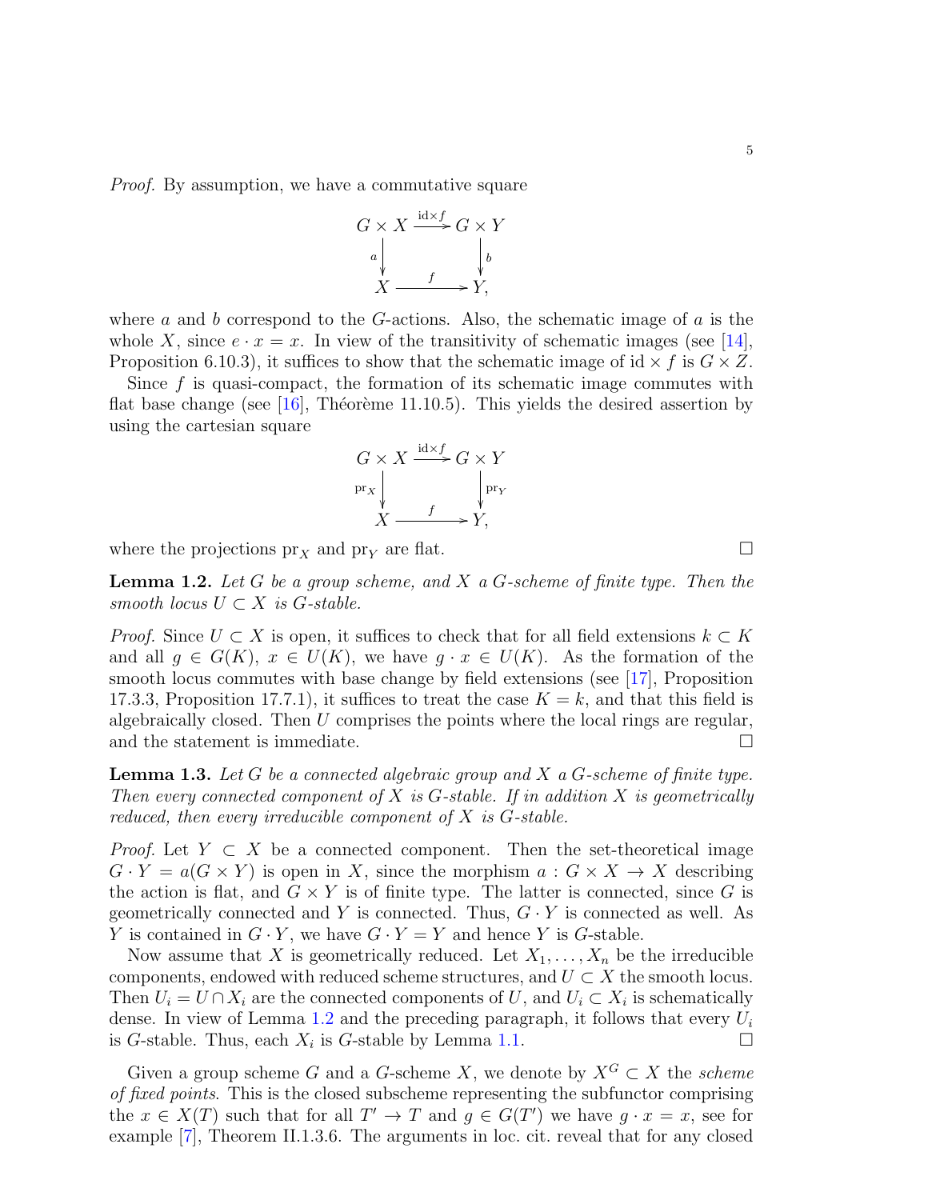*Proof.* By assumption, we have a commutative square

$$\begin{array}{ccc} G \times X & \xrightarrow{\mathrm{id} \times f} & G \times Y \\ {\scriptstyle a}\downarrow & & \downarrow{\scriptstyle b} \\ X & \xrightarrow{f} & Y, \end{array}$$

where $a$ and $b$ correspond to the $G$-actions. Also, the schematic image of $a$ is the whole $X$, since $e \cdot x = x$. In view of the transitivity of schematic images (see [14], Proposition 6.10.3), it suffices to show that the schematic image of $\mathrm{id} \times f$ is $G \times Z$.

Since $f$ is quasi-compact, the formation of its schematic image commutes with flat base change (see [16], Théorème 11.10.5). This yields the desired assertion by using the cartesian square

$$\begin{array}{ccc} G \times X & \xrightarrow{\mathrm{id} \times f} & G \times Y \\ {\scriptstyle \mathrm{pr}_X}\downarrow & & \downarrow{\scriptstyle \mathrm{pr}_Y} \\ X & \xrightarrow{f} & Y, \end{array}$$

where the projections $\mathrm{pr}_X$ and $\mathrm{pr}_Y$ are flat. □

**Lemma 1.2.** *Let $G$ be a group scheme, and $X$ a $G$-scheme of finite type. Then the smooth locus $U \subset X$ is $G$-stable.*

*Proof.* Since $U \subset X$ is open, it suffices to check that for all field extensions $k \subset K$ and all $g \in G(K)$, $x \in U(K)$, we have $g \cdot x \in U(K)$. As the formation of the smooth locus commutes with base change by field extensions (see [17], Proposition 17.3.3, Proposition 17.7.1), it suffices to treat the case $K = k$, and that this field is algebraically closed. Then $U$ comprises the points where the local rings are regular, and the statement is immediate. □

**Lemma 1.3.** *Let $G$ be a connected algebraic group and $X$ a $G$-scheme of finite type. Then every connected component of $X$ is $G$-stable. If in addition $X$ is geometrically reduced, then every irreducible component of $X$ is $G$-stable.*

*Proof.* Let $Y \subset X$ be a connected component. Then the set-theoretical image $G \cdot Y = a(G \times Y)$ is open in $X$, since the morphism $a : G \times X \to X$ describing the action is flat, and $G \times Y$ is of finite type. The latter is connected, since $G$ is geometrically connected and $Y$ is connected. Thus, $G \cdot Y$ is connected as well. As $Y$ is contained in $G \cdot Y$, we have $G \cdot Y = Y$ and hence $Y$ is $G$-stable.

Now assume that $X$ is geometrically reduced. Let $X_1, \ldots, X_n$ be the irreducible components, endowed with reduced scheme structures, and $U \subset X$ the smooth locus. Then $U_i = U \cap X_i$ are the connected components of $U$, and $U_i \subset X_i$ is schematically dense. In view of Lemma 1.2 and the preceding paragraph, it follows that every $U_i$ is $G$-stable. Thus, each $X_i$ is $G$-stable by Lemma 1.1. □

Given a group scheme $G$ and a $G$-scheme $X$, we denote by $X^G \subset X$ the *scheme of fixed points*. This is the closed subscheme representing the subfunctor comprising the $x \in X(T)$ such that for all $T' \to T$ and $g \in G(T')$ we have $g \cdot x = x$, see for example [7], Theorem II.1.3.6. The arguments in loc. cit. reveal that for any closed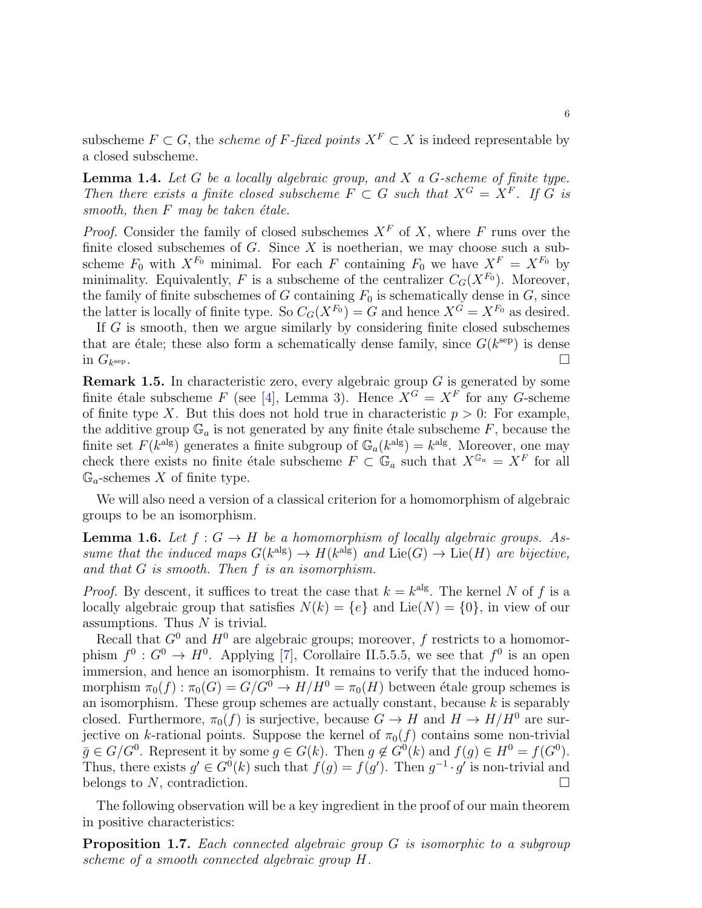subscheme $F \subset G$, the *scheme of $F$-fixed points* $X^F \subset X$ is indeed representable by a closed subscheme.

**Lemma 1.4.** *Let $G$ be a locally algebraic group, and $X$ a $G$-scheme of finite type. Then there exists a finite closed subscheme $F \subset G$ such that $X^G = X^F$. If $G$ is smooth, then $F$ may be taken étale.*

*Proof.* Consider the family of closed subschemes $X^F$ of $X$, where $F$ runs over the finite closed subschemes of $G$. Since $X$ is noetherian, we may choose such a subscheme $F_0$ with $X^{F_0}$ minimal. For each $F$ containing $F_0$ we have $X^F = X^{F_0}$ by minimality. Equivalently, $F$ is a subscheme of the centralizer $C_G(X^{F_0})$. Moreover, the family of finite subschemes of $G$ containing $F_0$ is schematically dense in $G$, since the latter is locally of finite type. So $C_G(X^{F_0}) = G$ and hence $X^G = X^{F_0}$ as desired.

If $G$ is smooth, then we argue similarly by considering finite closed subschemes that are étale; these also form a schematically dense family, since $G(k^{\text{sep}})$ is dense in $G_{k^{\text{sep}}}$. □

**Remark 1.5.** In characteristic zero, every algebraic group $G$ is generated by some finite étale subscheme $F$ (see [4], Lemma 3). Hence $X^G = X^F$ for any $G$-scheme of finite type $X$. But this does not hold true in characteristic $p > 0$: For example, the additive group $\mathbb{G}_a$ is not generated by any finite étale subscheme $F$, because the finite set $F(k^{\text{alg}})$ generates a finite subgroup of $\mathbb{G}_a(k^{\text{alg}}) = k^{\text{alg}}$. Moreover, one may check there exists no finite étale subscheme $F \subset \mathbb{G}_a$ such that $X^{\mathbb{G}_a} = X^F$ for all $\mathbb{G}_a$-schemes $X$ of finite type.

We will also need a version of a classical criterion for a homomorphism of algebraic groups to be an isomorphism.

**Lemma 1.6.** *Let $f : G \to H$ be a homomorphism of locally algebraic groups. Assume that the induced maps $G(k^{\text{alg}}) \to H(k^{\text{alg}})$ and $\text{Lie}(G) \to \text{Lie}(H)$ are bijective, and that $G$ is smooth. Then $f$ is an isomorphism.*

*Proof.* By descent, it suffices to treat the case that $k = k^{\text{alg}}$. The kernel $N$ of $f$ is a locally algebraic group that satisfies $N(k) = \{e\}$ and $\text{Lie}(N) = \{0\}$, in view of our assumptions. Thus $N$ is trivial.

Recall that $G^0$ and $H^0$ are algebraic groups; moreover, $f$ restricts to a homomorphism $f^0 : G^0 \to H^0$. Applying [7], Corollaire II.5.5.5, we see that $f^0$ is an open immersion, and hence an isomorphism. It remains to verify that the induced homomorphism $\pi_0(f) : \pi_0(G) = G/G^0 \to H/H^0 = \pi_0(H)$ between étale group schemes is an isomorphism. These group schemes are actually constant, because $k$ is separably closed. Furthermore, $\pi_0(f)$ is surjective, because $G \to H$ and $H \to H/H^0$ are surjective on $k$-rational points. Suppose the kernel of $\pi_0(f)$ contains some non-trivial $\bar{g} \in G/G^0$. Represent it by some $g \in G(k)$. Then $g \notin G^0(k)$ and $f(g) \in H^0 = f(G^0)$. Thus, there exists $g' \in G^0(k)$ such that $f(g) = f(g')$. Then $g^{-1} \cdot g'$ is non-trivial and belongs to $N$, contradiction. □

The following observation will be a key ingredient in the proof of our main theorem in positive characteristics:

**Proposition 1.7.** *Each connected algebraic group $G$ is isomorphic to a subgroup scheme of a smooth connected algebraic group $H$.*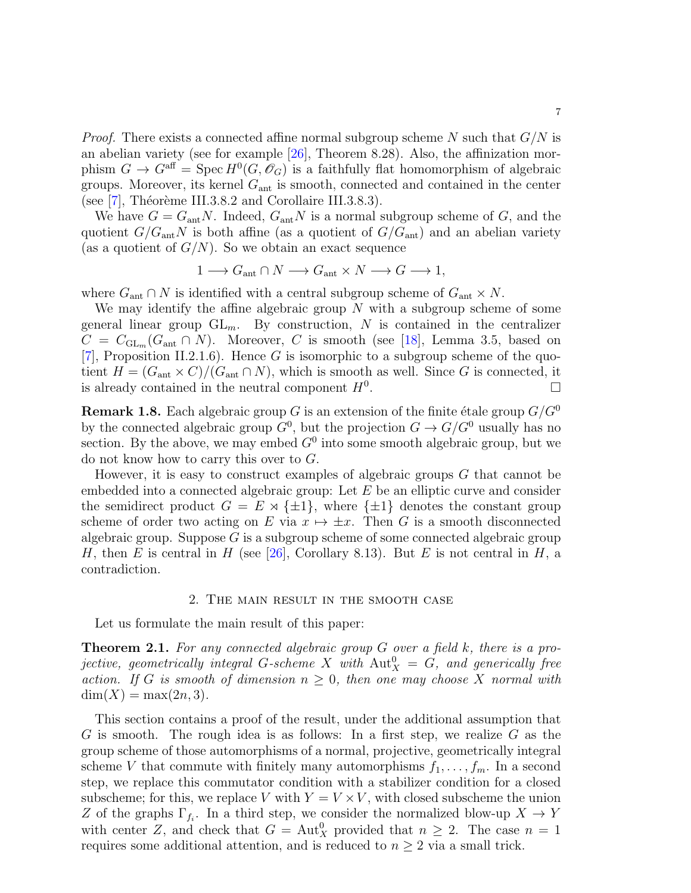*Proof.* There exists a connected affine normal subgroup scheme $N$ such that $G/N$ is an abelian variety (see for example [26], Theorem 8.28). Also, the affinization morphism $G \to G^{\text{aff}} = \operatorname{Spec} H^0(G, \mathscr{O}_G)$ is a faithfully flat homomorphism of algebraic groups. Moreover, its kernel $G_{\text{ant}}$ is smooth, connected and contained in the center (see [7], Théorème III.3.8.2 and Corollaire III.3.8.3).

We have $G = G_{\text{ant}}N$. Indeed, $G_{\text{ant}}N$ is a normal subgroup scheme of $G$, and the quotient $G/G_{\text{ant}}N$ is both affine (as a quotient of $G/G_{\text{ant}}$) and an abelian variety (as a quotient of $G/N$). So we obtain an exact sequence

$$1 \longrightarrow G_{\text{ant}} \cap N \longrightarrow G_{\text{ant}} \times N \longrightarrow G \longrightarrow 1,$$

where $G_{\text{ant}} \cap N$ is identified with a central subgroup scheme of $G_{\text{ant}} \times N$.

We may identify the affine algebraic group $N$ with a subgroup scheme of some general linear group $\mathrm{GL}_m$. By construction, $N$ is contained in the centralizer $C = C_{\mathrm{GL}_m}(G_{\text{ant}} \cap N)$. Moreover, $C$ is smooth (see [18], Lemma 3.5, based on [7], Proposition II.2.1.6). Hence $G$ is isomorphic to a subgroup scheme of the quotient $H = (G_{\text{ant}} \times C)/(G_{\text{ant}} \cap N)$, which is smooth as well. Since $G$ is connected, it is already contained in the neutral component $H^0$. $\square$

**Remark 1.8.** Each algebraic group $G$ is an extension of the finite étale group $G/G^0$ by the connected algebraic group $G^0$, but the projection $G \to G/G^0$ usually has no section. By the above, we may embed $G^0$ into some smooth algebraic group, but we do not know how to carry this over to $G$.

However, it is easy to construct examples of algebraic groups $G$ that cannot be embedded into a connected algebraic group: Let $E$ be an elliptic curve and consider the semidirect product $G = E \rtimes \{\pm 1\}$, where $\{\pm 1\}$ denotes the constant group scheme of order two acting on $E$ via $x \mapsto \pm x$. Then $G$ is a smooth disconnected algebraic group. Suppose $G$ is a subgroup scheme of some connected algebraic group $H$, then $E$ is central in $H$ (see [26], Corollary 8.13). But $E$ is not central in $H$, a contradiction.

## 2. The main result in the smooth case

Let us formulate the main result of this paper:

**Theorem 2.1.** *For any connected algebraic group $G$ over a field $k$, there is a projective, geometrically integral $G$-scheme $X$ with $\operatorname{Aut}^0_X = G$, and generically free action. If $G$ is smooth of dimension $n \geq 0$, then one may choose $X$ normal with $\dim(X) = \max(2n, 3)$.*

This section contains a proof of the result, under the additional assumption that $G$ is smooth. The rough idea is as follows: In a first step, we realize $G$ as the group scheme of those automorphisms of a normal, projective, geometrically integral scheme $V$ that commute with finitely many automorphisms $f_1, \ldots, f_m$. In a second step, we replace this commutator condition with a stabilizer condition for a closed subscheme; for this, we replace $V$ with $Y = V \times V$, with closed subscheme the union $Z$ of the graphs $\Gamma_{f_i}$. In a third step, we consider the normalized blow-up $X \to Y$ with center $Z$, and check that $G = \operatorname{Aut}^0_X$ provided that $n \geq 2$. The case $n = 1$ requires some additional attention, and is reduced to $n \geq 2$ via a small trick.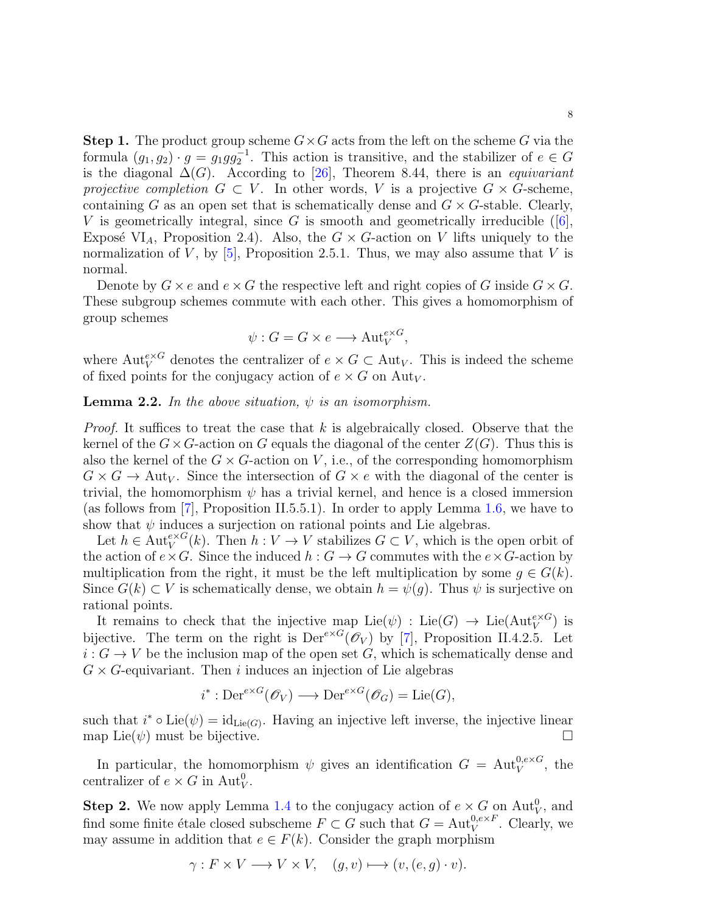**Step 1.** The product group scheme $G \times G$ acts from the left on the scheme $G$ via the formula $(g_1, g_2) \cdot g = g_1 g g_2^{-1}$. This action is transitive, and the stabilizer of $e \in G$ is the diagonal $\Delta(G)$. According to [26], Theorem 8.44, there is an *equivariant projective completion* $G \subset V$. In other words, $V$ is a projective $G \times G$-scheme, containing $G$ as an open set that is schematically dense and $G \times G$-stable. Clearly, $V$ is geometrically integral, since $G$ is smooth and geometrically irreducible ([6], Exposé VI$_A$, Proposition 2.4). Also, the $G \times G$-action on $V$ lifts uniquely to the normalization of $V$, by [5], Proposition 2.5.1. Thus, we may also assume that $V$ is normal.

Denote by $G \times e$ and $e \times G$ the respective left and right copies of $G$ inside $G \times G$. These subgroup schemes commute with each other. This gives a homomorphism of group schemes

$$\psi : G = G \times e \longrightarrow \mathrm{Aut}_V^{e \times G},$$

where $\mathrm{Aut}_V^{e \times G}$ denotes the centralizer of $e \times G \subset \mathrm{Aut}_V$. This is indeed the scheme of fixed points for the conjugacy action of $e \times G$ on $\mathrm{Aut}_V$.

**Lemma 2.2.** *In the above situation, $\psi$ is an isomorphism.*

*Proof.* It suffices to treat the case that $k$ is algebraically closed. Observe that the kernel of the $G \times G$-action on $G$ equals the diagonal of the center $Z(G)$. Thus this is also the kernel of the $G \times G$-action on $V$, i.e., of the corresponding homomorphism $G \times G \to \mathrm{Aut}_V$. Since the intersection of $G \times e$ with the diagonal of the center is trivial, the homomorphism $\psi$ has a trivial kernel, and hence is a closed immersion (as follows from [7], Proposition II.5.5.1). In order to apply Lemma 1.6, we have to show that $\psi$ induces a surjection on rational points and Lie algebras.

Let $h \in \mathrm{Aut}_V^{e \times G}(k)$. Then $h : V \to V$ stabilizes $G \subset V$, which is the open orbit of the action of $e \times G$. Since the induced $h : G \to G$ commutes with the $e \times G$-action by multiplication from the right, it must be the left multiplication by some $g \in G(k)$. Since $G(k) \subset V$ is schematically dense, we obtain $h = \psi(g)$. Thus $\psi$ is surjective on rational points.

It remains to check that the injective map $\mathrm{Lie}(\psi) : \mathrm{Lie}(G) \to \mathrm{Lie}(\mathrm{Aut}_V^{e \times G})$ is bijective. The term on the right is $\mathrm{Der}^{e \times G}(\mathscr{O}_V)$ by [7], Proposition II.4.2.5. Let $i : G \to V$ be the inclusion map of the open set $G$, which is schematically dense and $G \times G$-equivariant. Then $i$ induces an injection of Lie algebras

$$i^* : \mathrm{Der}^{e \times G}(\mathscr{O}_V) \longrightarrow \mathrm{Der}^{e \times G}(\mathscr{O}_G) = \mathrm{Lie}(G),$$

such that $i^* \circ \mathrm{Lie}(\psi) = \mathrm{id}_{\mathrm{Lie}(G)}$. Having an injective left inverse, the injective linear map $\mathrm{Lie}(\psi)$ must be bijective. $\square$

In particular, the homomorphism $\psi$ gives an identification $G = \mathrm{Aut}_V^{0, e \times G}$, the centralizer of $e \times G$ in $\mathrm{Aut}_V^0$.

**Step 2.** We now apply Lemma 1.4 to the conjugacy action of $e \times G$ on $\mathrm{Aut}_V^0$, and find some finite étale closed subscheme $F \subset G$ such that $G = \mathrm{Aut}_V^{0, e \times F}$. Clearly, we may assume in addition that $e \in F(k)$. Consider the graph morphism

$$\gamma : F \times V \longrightarrow V \times V, \quad (g, v) \longmapsto (v, (e, g) \cdot v).$$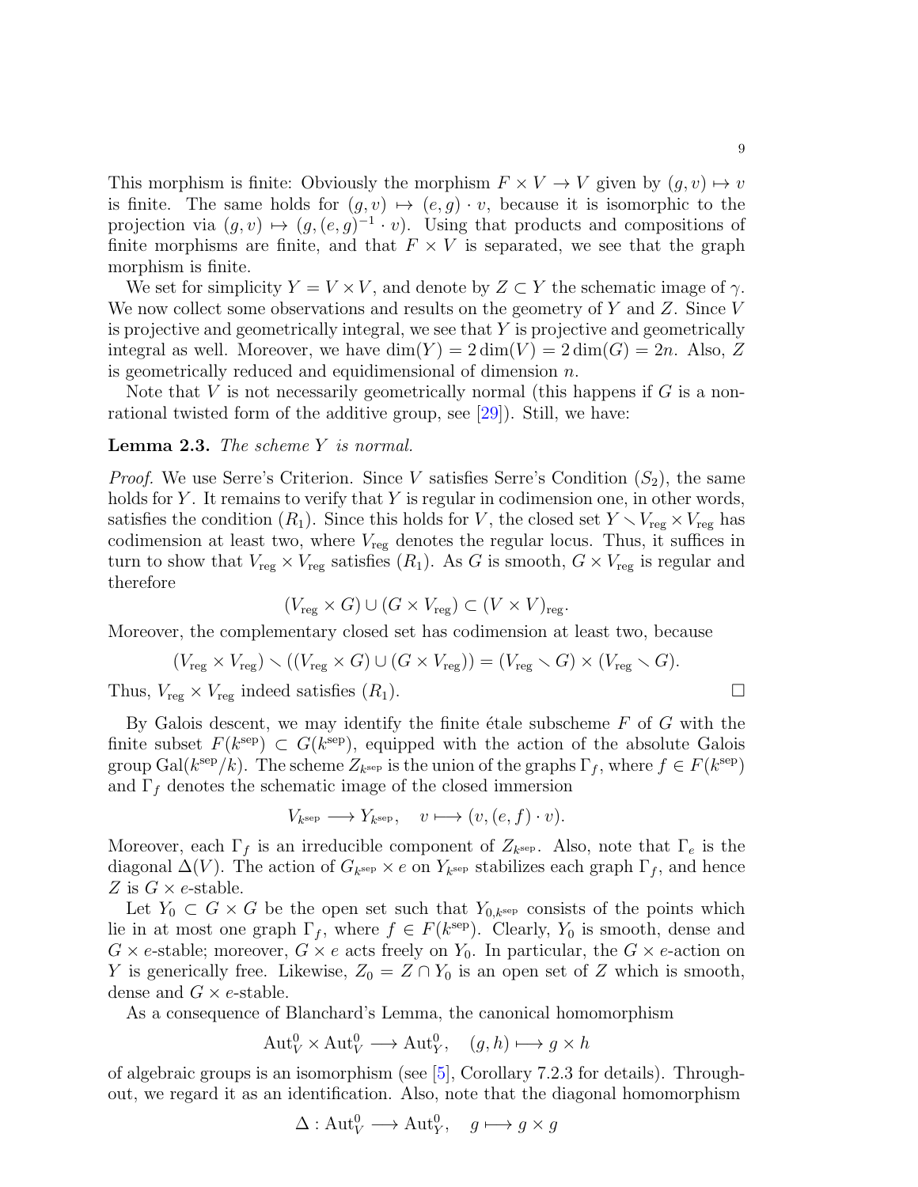This morphism is finite: Obviously the morphism $F \times V \to V$ given by $(g, v) \mapsto v$ is finite. The same holds for $(g, v) \mapsto (e, g) \cdot v$, because it is isomorphic to the projection via $(g, v) \mapsto (g, (e, g)^{-1} \cdot v)$. Using that products and compositions of finite morphisms are finite, and that $F \times V$ is separated, we see that the graph morphism is finite.

We set for simplicity $Y = V \times V$, and denote by $Z \subset Y$ the schematic image of $\gamma$. We now collect some observations and results on the geometry of $Y$ and $Z$. Since $V$ is projective and geometrically integral, we see that $Y$ is projective and geometrically integral as well. Moreover, we have $\dim(Y) = 2\dim(V) = 2\dim(G) = 2n$. Also, $Z$ is geometrically reduced and equidimensional of dimension $n$.

Note that $V$ is not necessarily geometrically normal (this happens if $G$ is a non-rational twisted form of the additive group, see [29]). Still, we have:

**Lemma 2.3.** *The scheme $Y$ is normal.*

*Proof.* We use Serre's Criterion. Since $V$ satisfies Serre's Condition $(S_2)$, the same holds for $Y$. It remains to verify that $Y$ is regular in codimension one, in other words, satisfies the condition $(R_1)$. Since this holds for $V$, the closed set $Y \smallsetminus V_{\mathrm{reg}} \times V_{\mathrm{reg}}$ has codimension at least two, where $V_{\mathrm{reg}}$ denotes the regular locus. Thus, it suffices in turn to show that $V_{\mathrm{reg}} \times V_{\mathrm{reg}}$ satisfies $(R_1)$. As $G$ is smooth, $G \times V_{\mathrm{reg}}$ is regular and therefore

$$(V_{\mathrm{reg}} \times G) \cup (G \times V_{\mathrm{reg}}) \subset (V \times V)_{\mathrm{reg}}.$$

Moreover, the complementary closed set has codimension at least two, because

$$(V_{\mathrm{reg}} \times V_{\mathrm{reg}}) \smallsetminus ((V_{\mathrm{reg}} \times G) \cup (G \times V_{\mathrm{reg}})) = (V_{\mathrm{reg}} \smallsetminus G) \times (V_{\mathrm{reg}} \smallsetminus G).$$

Thus, $V_{\mathrm{reg}} \times V_{\mathrm{reg}}$ indeed satisfies $(R_1)$. □

By Galois descent, we may identify the finite étale subscheme $F$ of $G$ with the finite subset $F(k^{\mathrm{sep}}) \subset G(k^{\mathrm{sep}})$, equipped with the action of the absolute Galois group $\mathrm{Gal}(k^{\mathrm{sep}}/k)$. The scheme $Z_{k^{\mathrm{sep}}}$ is the union of the graphs $\Gamma_f$, where $f \in F(k^{\mathrm{sep}})$ and $\Gamma_f$ denotes the schematic image of the closed immersion

$$V_{k^{\mathrm{sep}}} \longrightarrow Y_{k^{\mathrm{sep}}}, \quad v \longmapsto (v, (e, f) \cdot v).$$

Moreover, each $\Gamma_f$ is an irreducible component of $Z_{k^{\mathrm{sep}}}$. Also, note that $\Gamma_e$ is the diagonal $\Delta(V)$. The action of $G_{k^{\mathrm{sep}}} \times e$ on $Y_{k^{\mathrm{sep}}}$ stabilizes each graph $\Gamma_f$, and hence $Z$ is $G \times e$-stable.

Let $Y_0 \subset G \times G$ be the open set such that $Y_{0,k^{\mathrm{sep}}}$ consists of the points which lie in at most one graph $\Gamma_f$, where $f \in F(k^{\mathrm{sep}})$. Clearly, $Y_0$ is smooth, dense and $G \times e$-stable; moreover, $G \times e$ acts freely on $Y_0$. In particular, the $G \times e$-action on $Y$ is generically free. Likewise, $Z_0 = Z \cap Y_0$ is an open set of $Z$ which is smooth, dense and $G \times e$-stable.

As a consequence of Blanchard's Lemma, the canonical homomorphism

$$\mathrm{Aut}^0_V \times \mathrm{Aut}^0_V \longrightarrow \mathrm{Aut}^0_Y, \quad (g, h) \longmapsto g \times h$$

of algebraic groups is an isomorphism (see [5], Corollary 7.2.3 for details). Throughout, we regard it as an identification. Also, note that the diagonal homomorphism

$$\Delta : \mathrm{Aut}^0_V \longrightarrow \mathrm{Aut}^0_Y, \quad g \longmapsto g \times g$$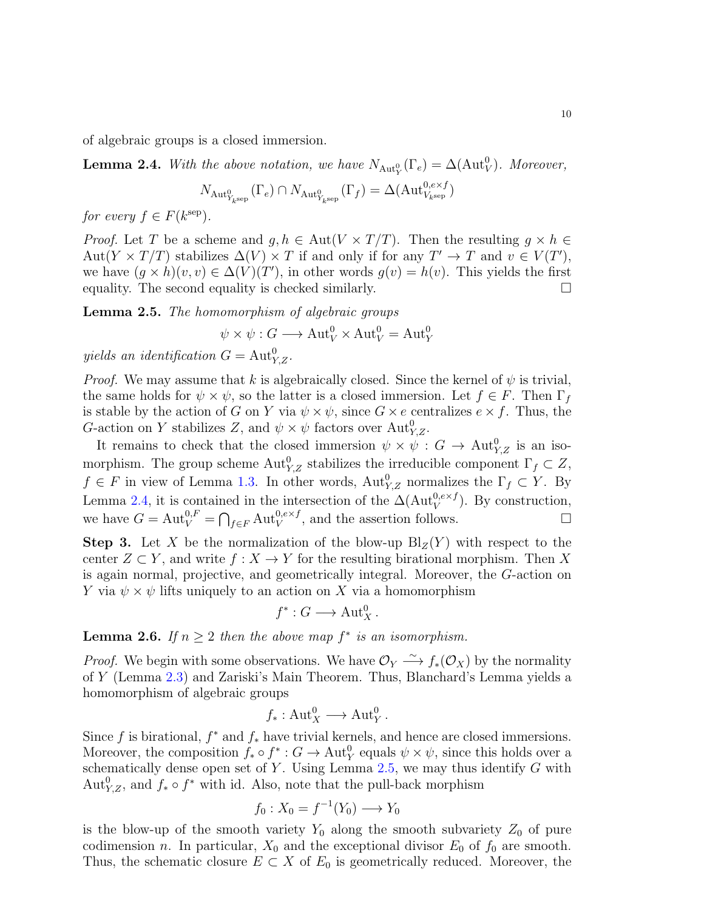of algebraic groups is a closed immersion.

**Lemma 2.4.** *With the above notation, we have $N_{\mathrm{Aut}^0_Y}(\Gamma_e) = \Delta(\mathrm{Aut}^0_V)$. Moreover,*

$$N_{\mathrm{Aut}^0_{Y_{k^{\mathrm{sep}}}}}(\Gamma_e) \cap N_{\mathrm{Aut}^0_{Y_{k^{\mathrm{sep}}}}}(\Gamma_f) = \Delta(\mathrm{Aut}^{0, e\times f}_{V_{k^{\mathrm{sep}}}})$$

*for every $f \in F(k^{\mathrm{sep}})$.*

*Proof.* Let $T$ be a scheme and $g, h \in \mathrm{Aut}(V \times T/T)$. Then the resulting $g \times h \in \mathrm{Aut}(Y \times T/T)$ stabilizes $\Delta(V) \times T$ if and only if for any $T' \to T$ and $v \in V(T')$, we have $(g \times h)(v, v) \in \Delta(V)(T')$, in other words $g(v) = h(v)$. This yields the first equality. The second equality is checked similarly. □

**Lemma 2.5.** *The homomorphism of algebraic groups*

$$\psi \times \psi : G \longrightarrow \mathrm{Aut}^0_V \times \mathrm{Aut}^0_V = \mathrm{Aut}^0_Y$$

*yields an identification $G = \mathrm{Aut}^0_{Y,Z}$.*

*Proof.* We may assume that $k$ is algebraically closed. Since the kernel of $\psi$ is trivial, the same holds for $\psi \times \psi$, so the latter is a closed immersion. Let $f \in F$. Then $\Gamma_f$ is stable by the action of $G$ on $Y$ via $\psi \times \psi$, since $G \times e$ centralizes $e \times f$. Thus, the $G$-action on $Y$ stabilizes $Z$, and $\psi \times \psi$ factors over $\mathrm{Aut}^0_{Y,Z}$.

It remains to check that the closed immersion $\psi \times \psi : G \to \mathrm{Aut}^0_{Y,Z}$ is an isomorphism. The group scheme $\mathrm{Aut}^0_{Y,Z}$ stabilizes the irreducible component $\Gamma_f \subset Z$, $f \in F$ in view of Lemma 1.3. In other words, $\mathrm{Aut}^0_{Y,Z}$ normalizes the $\Gamma_f \subset Y$. By Lemma 2.4, it is contained in the intersection of the $\Delta(\mathrm{Aut}^{0,e\times f}_V)$. By construction, we have $G = \mathrm{Aut}^{0,F}_V = \bigcap_{f\in F} \mathrm{Aut}^{0,e\times f}_V$, and the assertion follows. □

**Step 3.** Let $X$ be the normalization of the blow-up $\mathrm{Bl}_Z(Y)$ with respect to the center $Z \subset Y$, and write $f : X \to Y$ for the resulting birational morphism. Then $X$ is again normal, projective, and geometrically integral. Moreover, the $G$-action on $Y$ via $\psi \times \psi$ lifts uniquely to an action on $X$ via a homomorphism

$$f^* : G \longrightarrow \mathrm{Aut}^0_X .$$

**Lemma 2.6.** *If $n \geq 2$ then the above map $f^*$ is an isomorphism.*

*Proof.* We begin with some observations. We have $\mathcal{O}_Y \xrightarrow{\sim} f_*(\mathcal{O}_X)$ by the normality of $Y$ (Lemma 2.3) and Zariski's Main Theorem. Thus, Blanchard's Lemma yields a homomorphism of algebraic groups

$$f_* : \mathrm{Aut}^0_X \longrightarrow \mathrm{Aut}^0_Y .$$

Since $f$ is birational, $f^*$ and $f_*$ have trivial kernels, and hence are closed immersions. Moreover, the composition $f_* \circ f^* : G \to \mathrm{Aut}^0_Y$ equals $\psi \times \psi$, since this holds over a schematically dense open set of $Y$. Using Lemma 2.5, we may thus identify $G$ with $\mathrm{Aut}^0_{Y,Z}$, and $f_* \circ f^*$ with id. Also, note that the pull-back morphism

$$f_0 : X_0 = f^{-1}(Y_0) \longrightarrow Y_0$$

is the blow-up of the smooth variety $Y_0$ along the smooth subvariety $Z_0$ of pure codimension $n$. In particular, $X_0$ and the exceptional divisor $E_0$ of $f_0$ are smooth. Thus, the schematic closure $E \subset X$ of $E_0$ is geometrically reduced. Moreover, the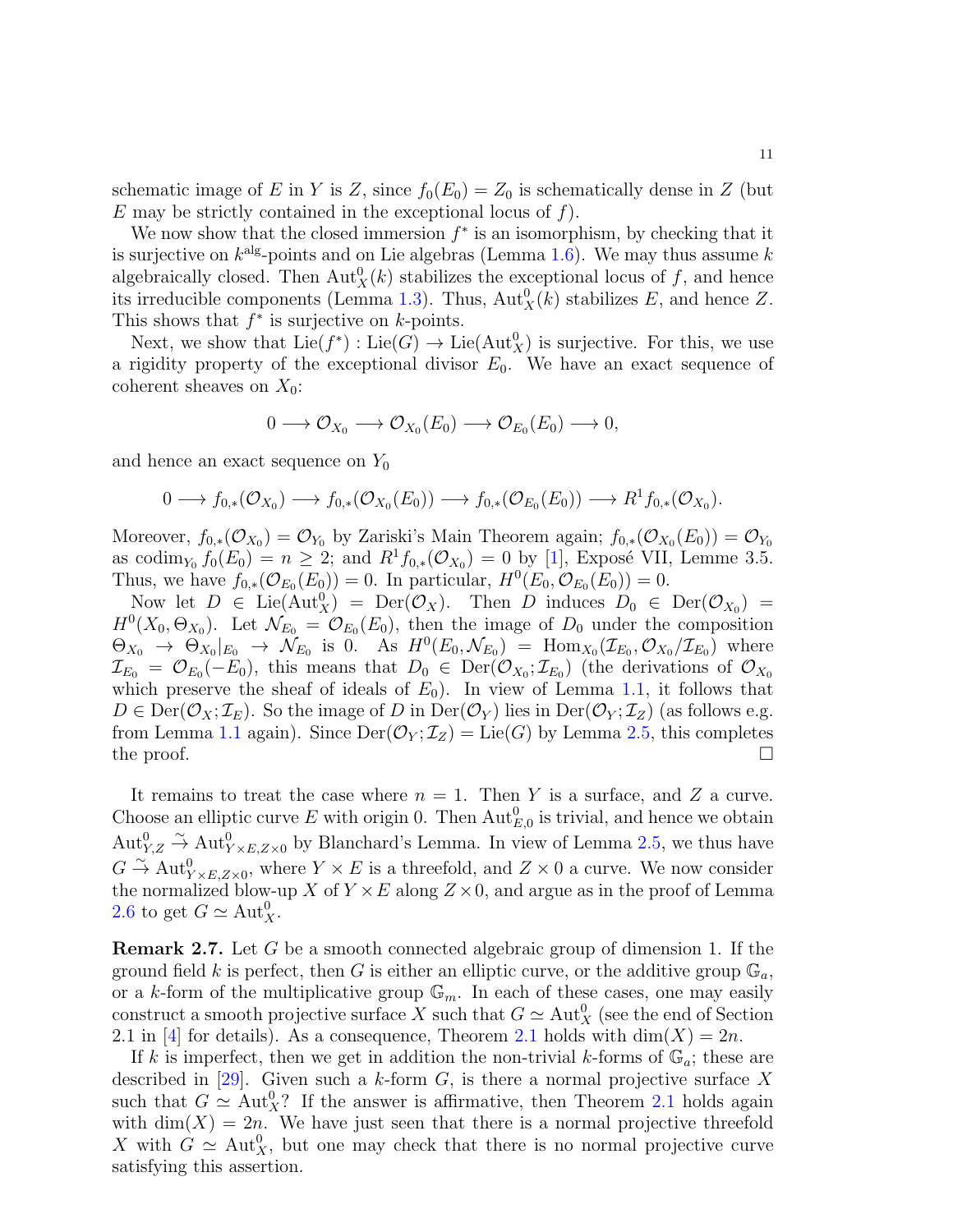schematic image of $E$ in $Y$ is $Z$, since $f_0(E_0) = Z_0$ is schematically dense in $Z$ (but $E$ may be strictly contained in the exceptional locus of $f$).

We now show that the closed immersion $f^*$ is an isomorphism, by checking that it is surjective on $k^{\mathrm{alg}}$-points and on Lie algebras (Lemma 1.6). We may thus assume $k$ algebraically closed. Then $\mathrm{Aut}^0_X(k)$ stabilizes the exceptional locus of $f$, and hence its irreducible components (Lemma 1.3). Thus, $\mathrm{Aut}^0_X(k)$ stabilizes $E$, and hence $Z$. This shows that $f^*$ is surjective on $k$-points.

Next, we show that $\mathrm{Lie}(f^*) : \mathrm{Lie}(G) \to \mathrm{Lie}(\mathrm{Aut}^0_X)$ is surjective. For this, we use a rigidity property of the exceptional divisor $E_0$. We have an exact sequence of coherent sheaves on $X_0$:

$$0 \longrightarrow \mathcal{O}_{X_0} \longrightarrow \mathcal{O}_{X_0}(E_0) \longrightarrow \mathcal{O}_{E_0}(E_0) \longrightarrow 0,$$

and hence an exact sequence on $Y_0$

$$0 \longrightarrow f_{0,*}(\mathcal{O}_{X_0}) \longrightarrow f_{0,*}(\mathcal{O}_{X_0}(E_0)) \longrightarrow f_{0,*}(\mathcal{O}_{E_0}(E_0)) \longrightarrow R^1 f_{0,*}(\mathcal{O}_{X_0}).$$

Moreover, $f_{0,*}(\mathcal{O}_{X_0}) = \mathcal{O}_{Y_0}$ by Zariski's Main Theorem again; $f_{0,*}(\mathcal{O}_{X_0}(E_0)) = \mathcal{O}_{Y_0}$ as $\mathrm{codim}_{Y_0} f_0(E_0) = n \geq 2$; and $R^1 f_{0,*}(\mathcal{O}_{X_0}) = 0$ by [1], Exposé VII, Lemme 3.5. Thus, we have $f_{0,*}(\mathcal{O}_{E_0}(E_0)) = 0$. In particular, $H^0(E_0, \mathcal{O}_{E_0}(E_0)) = 0$.

Now let $D \in \mathrm{Lie}(\mathrm{Aut}^0_X) = \mathrm{Der}(\mathcal{O}_X)$. Then $D$ induces $D_0 \in \mathrm{Der}(\mathcal{O}_{X_0}) = H^0(X_0, \Theta_{X_0})$. Let $\mathcal{N}_{E_0} = \mathcal{O}_{E_0}(E_0)$, then the image of $D_0$ under the composition $\Theta_{X_0} \to \Theta_{X_0}|_{E_0} \to \mathcal{N}_{E_0}$ is 0. As $H^0(E_0, \mathcal{N}_{E_0}) = \mathrm{Hom}_{X_0}(\mathcal{I}_{E_0}, \mathcal{O}_{X_0}/\mathcal{I}_{E_0})$ where $\mathcal{I}_{E_0} = \mathcal{O}_{E_0}(-E_0)$, this means that $D_0 \in \mathrm{Der}(\mathcal{O}_{X_0}; \mathcal{I}_{E_0})$ (the derivations of $\mathcal{O}_{X_0}$ which preserve the sheaf of ideals of $E_0$). In view of Lemma 1.1, it follows that $D \in \mathrm{Der}(\mathcal{O}_X; \mathcal{I}_E)$. So the image of $D$ in $\mathrm{Der}(\mathcal{O}_Y)$ lies in $\mathrm{Der}(\mathcal{O}_Y; \mathcal{I}_Z)$ (as follows e.g. from Lemma 1.1 again). Since $\mathrm{Der}(\mathcal{O}_Y; \mathcal{I}_Z) = \mathrm{Lie}(G)$ by Lemma 2.5, this completes the proof. □

It remains to treat the case where $n = 1$. Then $Y$ is a surface, and $Z$ a curve. Choose an elliptic curve $E$ with origin 0. Then $\mathrm{Aut}^0_{E,0}$ is trivial, and hence we obtain $\mathrm{Aut}^0_{Y,Z} \xrightarrow{\sim} \mathrm{Aut}^0_{Y \times E, Z \times 0}$ by Blanchard's Lemma. In view of Lemma 2.5, we thus have $G \xrightarrow{\sim} \mathrm{Aut}^0_{Y \times E, Z \times 0}$, where $Y \times E$ is a threefold, and $Z \times 0$ a curve. We now consider the normalized blow-up $X$ of $Y \times E$ along $Z \times 0$, and argue as in the proof of Lemma 2.6 to get $G \simeq \mathrm{Aut}^0_X$.

**Remark 2.7.** Let $G$ be a smooth connected algebraic group of dimension 1. If the ground field $k$ is perfect, then $G$ is either an elliptic curve, or the additive group $\mathbb{G}_a$, or a $k$-form of the multiplicative group $\mathbb{G}_m$. In each of these cases, one may easily construct a smooth projective surface $X$ such that $G \simeq \mathrm{Aut}^0_X$ (see the end of Section 2.1 in [4] for details). As a consequence, Theorem 2.1 holds with $\dim(X) = 2n$.

If $k$ is imperfect, then we get in addition the non-trivial $k$-forms of $\mathbb{G}_a$; these are described in [29]. Given such a $k$-form $G$, is there a normal projective surface $X$ such that $G \simeq \mathrm{Aut}^0_X$? If the answer is affirmative, then Theorem 2.1 holds again with $\dim(X) = 2n$. We have just seen that there is a normal projective threefold $X$ with $G \simeq \mathrm{Aut}^0_X$, but one may check that there is no normal projective curve satisfying this assertion.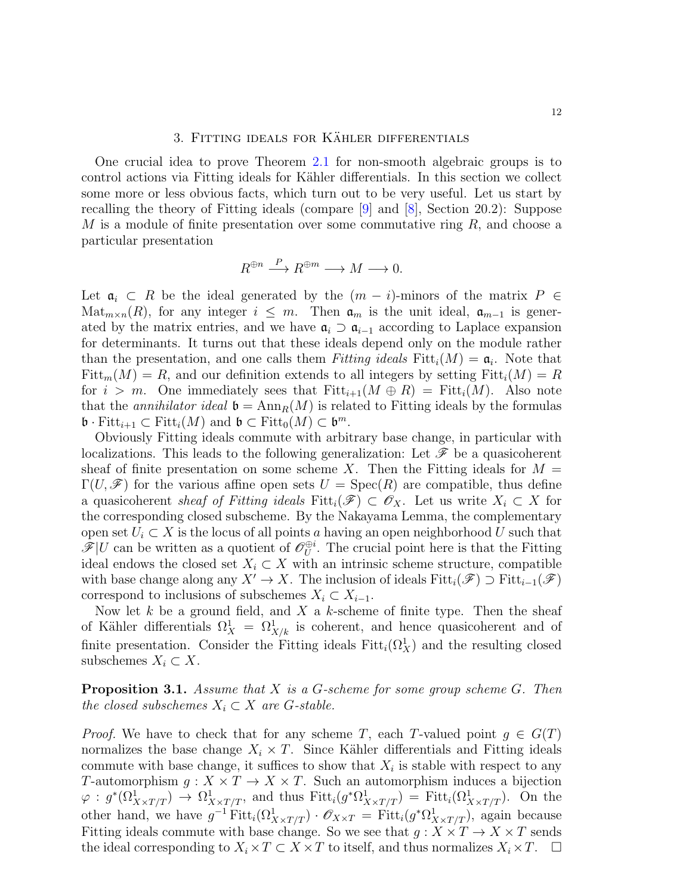## 3. Fitting ideals for Kähler differentials

One crucial idea to prove Theorem 2.1 for non-smooth algebraic groups is to control actions via Fitting ideals for Kähler differentials. In this section we collect some more or less obvious facts, which turn out to be very useful. Let us start by recalling the theory of Fitting ideals (compare [9] and [8], Section 20.2): Suppose $M$ is a module of finite presentation over some commutative ring $R$, and choose a particular presentation

$$R^{\oplus n} \xrightarrow{P} R^{\oplus m} \longrightarrow M \longrightarrow 0.$$

Let $\mathfrak{a}_i \subset R$ be the ideal generated by the $(m-i)$-minors of the matrix $P \in \operatorname{Mat}_{m\times n}(R)$, for any integer $i \leq m$. Then $\mathfrak{a}_m$ is the unit ideal, $\mathfrak{a}_{m-1}$ is generated by the matrix entries, and we have $\mathfrak{a}_i \supset \mathfrak{a}_{i-1}$ according to Laplace expansion for determinants. It turns out that these ideals depend only on the module rather than the presentation, and one calls them *Fitting ideals* $\operatorname{Fitt}_i(M) = \mathfrak{a}_i$. Note that $\operatorname{Fitt}_m(M) = R$, and our definition extends to all integers by setting $\operatorname{Fitt}_i(M) = R$ for $i > m$. One immediately sees that $\operatorname{Fitt}_{i+1}(M \oplus R) = \operatorname{Fitt}_i(M)$. Also note that the *annihilator ideal* $\mathfrak{b} = \operatorname{Ann}_R(M)$ is related to Fitting ideals by the formulas $\mathfrak{b}\cdot\operatorname{Fitt}_{i+1} \subset \operatorname{Fitt}_i(M)$ and $\mathfrak{b} \subset \operatorname{Fitt}_0(M) \subset \mathfrak{b}^m$.

Obviously Fitting ideals commute with arbitrary base change, in particular with localizations. This leads to the following generalization: Let $\mathscr{F}$ be a quasicoherent sheaf of finite presentation on some scheme $X$. Then the Fitting ideals for $M = \Gamma(U, \mathscr{F})$ for the various affine open sets $U = \operatorname{Spec}(R)$ are compatible, thus define a quasicoherent *sheaf of Fitting ideals* $\operatorname{Fitt}_i(\mathscr{F}) \subset \mathscr{O}_X$. Let us write $X_i \subset X$ for the corresponding closed subscheme. By the Nakayama Lemma, the complementary open set $U_i \subset X$ is the locus of all points $a$ having an open neighborhood $U$ such that $\mathscr{F}|U$ can be written as a quotient of $\mathscr{O}_U^{\oplus i}$. The crucial point here is that the Fitting ideal endows the closed set $X_i \subset X$ with an intrinsic scheme structure, compatible with base change along any $X' \to X$. The inclusion of ideals $\operatorname{Fitt}_i(\mathscr{F}) \supset \operatorname{Fitt}_{i-1}(\mathscr{F})$ correspond to inclusions of subschemes $X_i \subset X_{i-1}$.

Now let $k$ be a ground field, and $X$ a $k$-scheme of finite type. Then the sheaf of Kähler differentials $\Omega^1_X = \Omega^1_{X/k}$ is coherent, and hence quasicoherent and of finite presentation. Consider the Fitting ideals $\operatorname{Fitt}_i(\Omega^1_X)$ and the resulting closed subschemes $X_i \subset X$.

**Proposition 3.1.** *Assume that $X$ is a $G$-scheme for some group scheme $G$. Then the closed subschemes $X_i \subset X$ are $G$-stable.*

*Proof.* We have to check that for any scheme $T$, each $T$-valued point $g \in G(T)$ normalizes the base change $X_i \times T$. Since Kähler differentials and Fitting ideals commute with base change, it suffices to show that $X_i$ is stable with respect to any $T$-automorphism $g : X \times T \to X \times T$. Such an automorphism induces a bijection $\varphi : g^*(\Omega^1_{X\times T/T}) \to \Omega^1_{X\times T/T}$, and thus $\operatorname{Fitt}_i(g^*\Omega^1_{X\times T/T}) = \operatorname{Fitt}_i(\Omega^1_{X\times T/T})$. On the other hand, we have $g^{-1}\operatorname{Fitt}_i(\Omega^1_{X\times T/T})\cdot\mathscr{O}_{X\times T} = \operatorname{Fitt}_i(g^*\Omega^1_{X\times T/T})$, again because Fitting ideals commute with base change. So we see that $g : X \times T \to X \times T$ sends the ideal corresponding to $X_i \times T \subset X \times T$ to itself, and thus normalizes $X_i \times T$. $\square$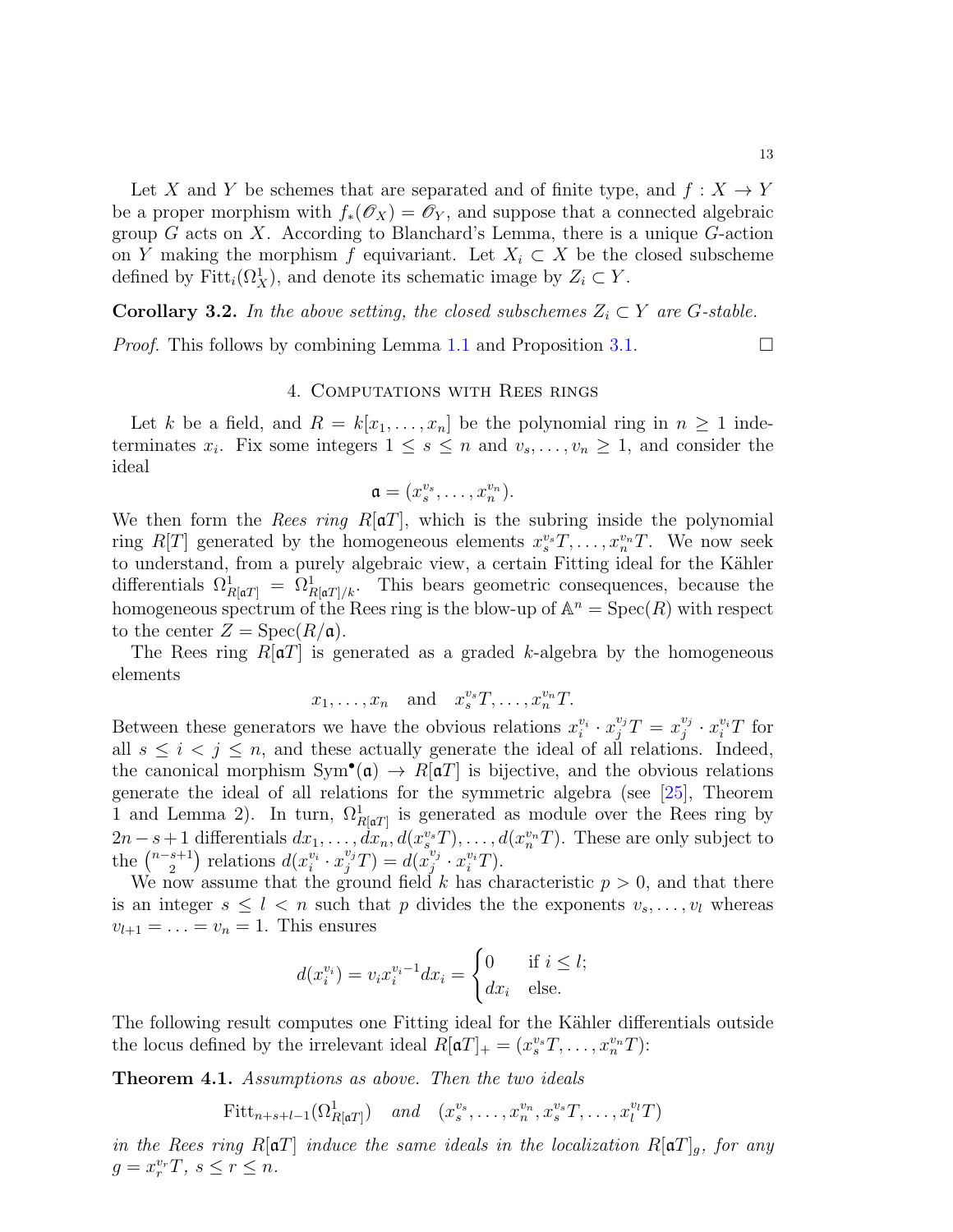Let $X$ and $Y$ be schemes that are separated and of finite type, and $f : X \to Y$ be a proper morphism with $f_*(\mathscr{O}_X) = \mathscr{O}_Y$, and suppose that a connected algebraic group $G$ acts on $X$. According to Blanchard's Lemma, there is a unique $G$-action on $Y$ making the morphism $f$ equivariant. Let $X_i \subset X$ be the closed subscheme defined by $\mathrm{Fitt}_i(\Omega^1_X)$, and denote its schematic image by $Z_i \subset Y$.

**Corollary 3.2.** *In the above setting, the closed subschemes $Z_i \subset Y$ are $G$-stable.*

*Proof.* This follows by combining Lemma 1.1 and Proposition 3.1. $\square$

## 4. Computations with Rees rings

Let $k$ be a field, and $R = k[x_1, \ldots, x_n]$ be the polynomial ring in $n \geq 1$ indeterminates $x_i$. Fix some integers $1 \leq s \leq n$ and $v_s, \ldots, v_n \geq 1$, and consider the ideal

$$\mathfrak{a} = (x_s^{v_s}, \ldots, x_n^{v_n}).$$

We then form the *Rees ring* $R[\mathfrak{a}T]$, which is the subring inside the polynomial ring $R[T]$ generated by the homogeneous elements $x_s^{v_s}T, \ldots, x_n^{v_n}T$. We now seek to understand, from a purely algebraic view, a certain Fitting ideal for the Kähler differentials $\Omega^1_{R[\mathfrak{a}T]} = \Omega^1_{R[\mathfrak{a}T]/k}$. This bears geometric consequences, because the homogeneous spectrum of the Rees ring is the blow-up of $\mathbb{A}^n = \mathrm{Spec}(R)$ with respect to the center $Z = \mathrm{Spec}(R/\mathfrak{a})$.

The Rees ring $R[\mathfrak{a}T]$ is generated as a graded $k$-algebra by the homogeneous elements

$$x_1, \ldots, x_n \quad \text{and} \quad x_s^{v_s}T, \ldots, x_n^{v_n}T.$$

Between these generators we have the obvious relations $x_i^{v_i} \cdot x_j^{v_j}T = x_j^{v_j} \cdot x_i^{v_i}T$ for all $s \leq i < j \leq n$, and these actually generate the ideal of all relations. Indeed, the canonical morphism $\mathrm{Sym}^\bullet(\mathfrak{a}) \to R[\mathfrak{a}T]$ is bijective, and the obvious relations generate the ideal of all relations for the symmetric algebra (see [25], Theorem 1 and Lemma 2). In turn, $\Omega^1_{R[\mathfrak{a}T]}$ is generated as module over the Rees ring by $2n - s + 1$ differentials $dx_1, \ldots, dx_n, d(x_s^{v_s}T), \ldots, d(x_n^{v_n}T)$. These are only subject to the $\binom{n-s+1}{2}$ relations $d(x_i^{v_i} \cdot x_j^{v_j}T) = d(x_j^{v_j} \cdot x_i^{v_i}T)$.

We now assume that the ground field $k$ has characteristic $p > 0$, and that there is an integer $s \leq l < n$ such that $p$ divides the the exponents $v_s, \ldots, v_l$ whereas $v_{l+1} = \ldots = v_n = 1$. This ensures

$$d(x_i^{v_i}) = v_i x_i^{v_i - 1} dx_i = \begin{cases} 0 & \text{if } i \leq l; \\ dx_i & \text{else.} \end{cases}$$

The following result computes one Fitting ideal for the Kähler differentials outside the locus defined by the irrelevant ideal $R[\mathfrak{a}T]_+ = (x_s^{v_s}T, \ldots, x_n^{v_n}T)$:

**Theorem 4.1.** *Assumptions as above. Then the two ideals*

$$\mathrm{Fitt}_{n+s+l-1}(\Omega^1_{R[\mathfrak{a}T]}) \quad \text{and} \quad (x_s^{v_s}, \ldots, x_n^{v_n}, x_s^{v_s}T, \ldots, x_l^{v_l}T)$$

*in the Rees ring $R[\mathfrak{a}T]$ induce the same ideals in the localization $R[\mathfrak{a}T]_g$, for any $g = x_r^{v_r}T$, $s \leq r \leq n$.*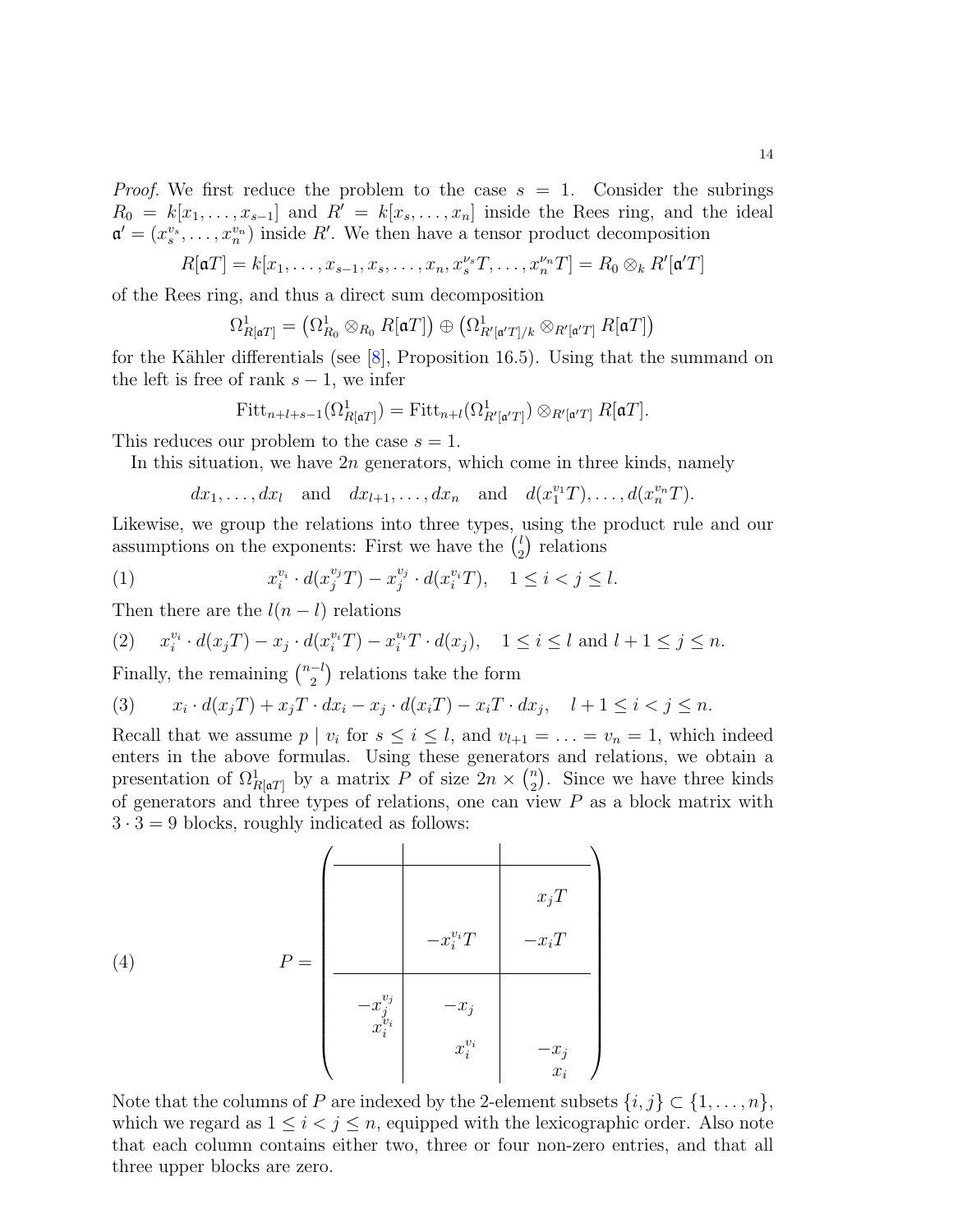*Proof.* We first reduce the problem to the case $s = 1$. Consider the subrings $R_0 = k[x_1, \ldots, x_{s-1}]$ and $R' = k[x_s, \ldots, x_n]$ inside the Rees ring, and the ideal $\mathfrak{a}' = (x_s^{v_s}, \ldots, x_n^{v_n})$ inside $R'$. We then have a tensor product decomposition

$$R[\mathfrak{a}T] = k[x_1, \ldots, x_{s-1}, x_s, \ldots, x_n, x_s^{\nu_s}T, \ldots, x_n^{\nu_n}T] = R_0 \otimes_k R'[\mathfrak{a}'T]$$

of the Rees ring, and thus a direct sum decomposition

$$\Omega^1_{R[\mathfrak{a}T]} = \left(\Omega^1_{R_0} \otimes_{R_0} R[\mathfrak{a}T]\right) \oplus \left(\Omega^1_{R'[\mathfrak{a}'T]/k} \otimes_{R'[\mathfrak{a}'T]} R[\mathfrak{a}T]\right)$$

for the Kähler differentials (see [8], Proposition 16.5). Using that the summand on the left is free of rank $s-1$, we infer

$$\mathrm{Fitt}_{n+l+s-1}(\Omega^1_{R[\mathfrak{a}T]}) = \mathrm{Fitt}_{n+l}(\Omega^1_{R'[\mathfrak{a}'T]}) \otimes_{R'[\mathfrak{a}'T]} R[\mathfrak{a}T].$$

This reduces our problem to the case $s = 1$.

In this situation, we have $2n$ generators, which come in three kinds, namely

$$dx_1, \ldots, dx_l \quad \text{and} \quad dx_{l+1}, \ldots, dx_n \quad \text{and} \quad d(x_1^{v_1}T), \ldots, d(x_n^{v_n}T).$$

Likewise, we group the relations into three types, using the product rule and our assumptions on the exponents: First we have the $\binom{l}{2}$ relations

$$x_i^{v_i} \cdot d(x_j^{v_j}T) - x_j^{v_j} \cdot d(x_i^{v_i}T), \quad 1 \leq i < j \leq l. \tag{1}$$

Then there are the $l(n-l)$ relations

$$x_i^{v_i} \cdot d(x_jT) - x_j \cdot d(x_i^{v_i}T) - x_i^{v_i}T \cdot d(x_j), \quad 1 \leq i \leq l \text{ and } l+1 \leq j \leq n. \tag{2}$$

Finally, the remaining $\binom{n-l}{2}$ relations take the form

$$x_i \cdot d(x_jT) + x_jT \cdot dx_i - x_j \cdot d(x_iT) - x_iT \cdot dx_j, \quad l+1 \leq i < j \leq n. \tag{3}$$

Recall that we assume $p \mid v_i$ for $s \leq i \leq l$, and $v_{l+1} = \ldots = v_n = 1$, which indeed enters in the above formulas. Using these generators and relations, we obtain a presentation of $\Omega^1_{R[\mathfrak{a}T]}$ by a matrix $P$ of size $2n \times \binom{n}{2}$. Since we have three kinds of generators and three types of relations, one can view $P$ as a block matrix with $3 \cdot 3 = 9$ blocks, roughly indicated as follows:

$$P = \left(\begin{array}{c|c|c}
 & & \\
\hline
 & & x_jT \\
 & -x_i^{v_i}T & -x_iT \\
\hline
-x_j^{v_j} & -x_j & \\
x_i^{v_i} & & \\
 & x_i^{v_i} & -x_j \\
 & & x_i
\end{array}\right) \tag{4}$$

Note that the columns of $P$ are indexed by the 2-element subsets $\{i, j\} \subset \{1, \ldots, n\}$, which we regard as $1 \leq i < j \leq n$, equipped with the lexicographic order. Also note that each column contains either two, three or four non-zero entries, and that all three upper blocks are zero.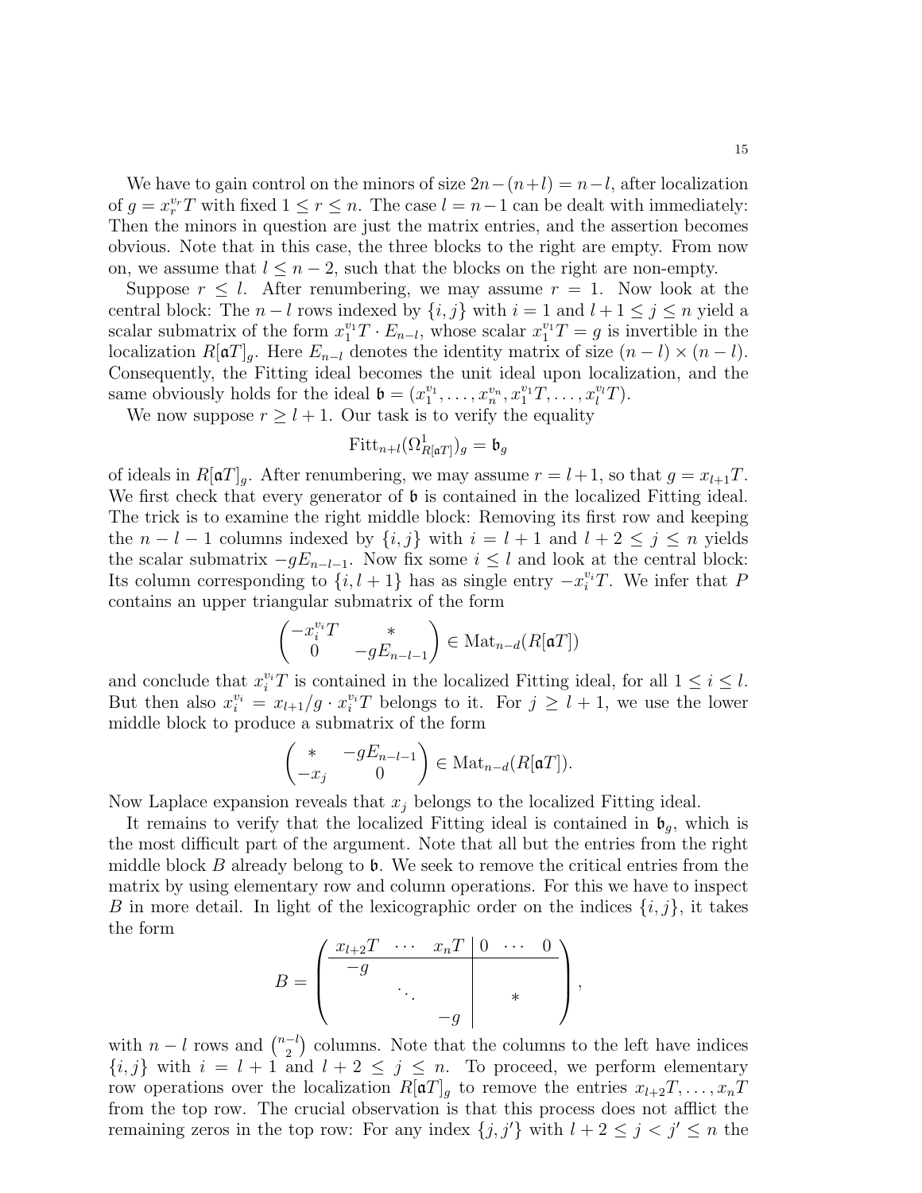We have to gain control on the minors of size $2n-(n+l) = n-l$, after localization of $g = x_r^{v_r}T$ with fixed $1 \leq r \leq n$. The case $l = n-1$ can be dealt with immediately: Then the minors in question are just the matrix entries, and the assertion becomes obvious. Note that in this case, the three blocks to the right are empty. From now on, we assume that $l \leq n-2$, such that the blocks on the right are non-empty.

Suppose $r \leq l$. After renumbering, we may assume $r = 1$. Now look at the central block: The $n-l$ rows indexed by $\{i,j\}$ with $i = 1$ and $l+1 \leq j \leq n$ yield a scalar submatrix of the form $x_1^{v_1}T \cdot E_{n-l}$, whose scalar $x_1^{v_1}T = g$ is invertible in the localization $R[\mathfrak{a}T]_g$. Here $E_{n-l}$ denotes the identity matrix of size $(n-l)\times(n-l)$. Consequently, the Fitting ideal becomes the unit ideal upon localization, and the same obviously holds for the ideal $\mathfrak{b} = (x_1^{v_1}, \ldots, x_n^{v_n}, x_1^{v_1}T, \ldots, x_l^{v_l}T)$.

We now suppose $r \geq l+1$. Our task is to verify the equality

$$\operatorname{Fitt}_{n+l}(\Omega^1_{R[\mathfrak{a}T]})_g = \mathfrak{b}_g$$

of ideals in $R[\mathfrak{a}T]_g$. After renumbering, we may assume $r = l+1$, so that $g = x_{l+1}T$. We first check that every generator of $\mathfrak{b}$ is contained in the localized Fitting ideal. The trick is to examine the right middle block: Removing its first row and keeping the $n-l-1$ columns indexed by $\{i,j\}$ with $i = l+1$ and $l+2 \leq j \leq n$ yields the scalar submatrix $-gE_{n-l-1}$. Now fix some $i \leq l$ and look at the central block: Its column corresponding to $\{i, l+1\}$ has as single entry $-x_i^{v_i}T$. We infer that $P$ contains an upper triangular submatrix of the form

$$\begin{pmatrix} -x_i^{v_i}T & * \\ 0 & -gE_{n-l-1} \end{pmatrix} \in \operatorname{Mat}_{n-d}(R[\mathfrak{a}T])$$

and conclude that $x_i^{v_i}T$ is contained in the localized Fitting ideal, for all $1 \leq i \leq l$. But then also $x_i^{v_i} = x_{l+1}/g \cdot x_i^{v_i}T$ belongs to it. For $j \geq l+1$, we use the lower middle block to produce a submatrix of the form

$$\begin{pmatrix} * & -gE_{n-l-1} \\ -x_j & 0 \end{pmatrix} \in \operatorname{Mat}_{n-d}(R[\mathfrak{a}T]).$$

Now Laplace expansion reveals that $x_j$ belongs to the localized Fitting ideal.

It remains to verify that the localized Fitting ideal is contained in $\mathfrak{b}_g$, which is the most difficult part of the argument. Note that all but the entries from the right middle block $B$ already belong to $\mathfrak{b}$. We seek to remove the critical entries from the matrix by using elementary row and column operations. For this we have to inspect $B$ in more detail. In light of the lexicographic order on the indices $\{i,j\}$, it takes the form

$$B = \left(\begin{array}{ccc|ccc} x_{l+2}T & \cdots & x_nT & 0 & \cdots & 0 \\ \hline -g & & & & & \\ & \ddots & & & * & \\ & & -g & & & \end{array}\right),$$

with $n-l$ rows and $\binom{n-l}{2}$ columns. Note that the columns to the left have indices $\{i,j\}$ with $i = l+1$ and $l+2 \leq j \leq n$. To proceed, we perform elementary row operations over the localization $R[\mathfrak{a}T]_g$ to remove the entries $x_{l+2}T, \ldots, x_nT$ from the top row. The crucial observation is that this process does not afflict the remaining zeros in the top row: For any index $\{j,j'\}$ with $l+2 \leq j < j' \leq n$ the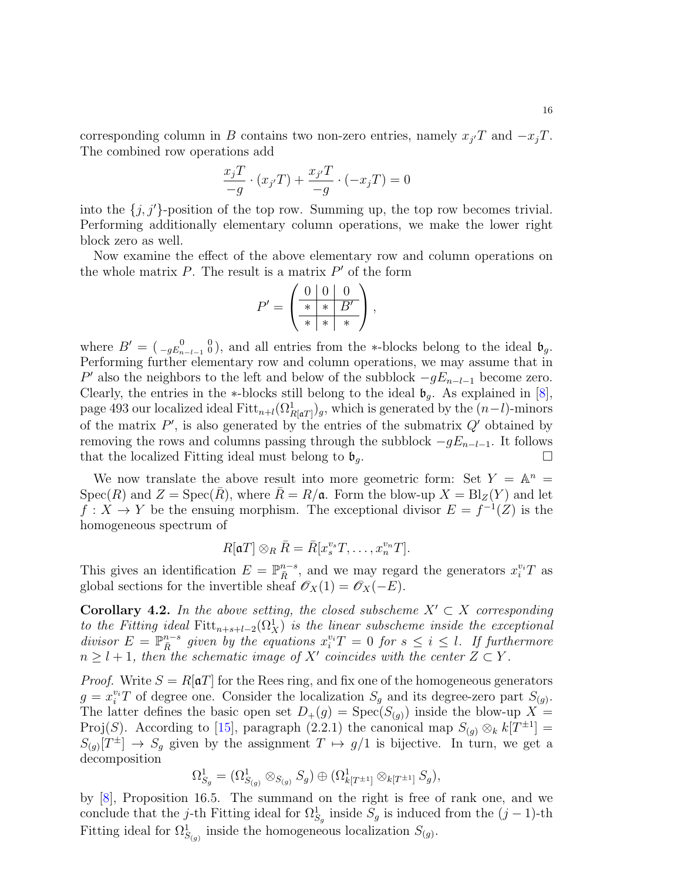corresponding column in $B$ contains two non-zero entries, namely $x_{j'}T$ and $-x_jT$. The combined row operations add

$$\frac{x_jT}{-g} \cdot (x_{j'}T) + \frac{x_{j'}T}{-g} \cdot (-x_jT) = 0$$

into the $\{j, j'\}$-position of the top row. Summing up, the top row becomes trivial. Performing additionally elementary column operations, we make the lower right block zero as well.

Now examine the effect of the above elementary row and column operations on the whole matrix $P$. The result is a matrix $P'$ of the form

$$P' = \left( \begin{array}{c|c|c} 0 & 0 & 0 \\ \hline * & * & B' \\ \hline * & * & * \end{array} \right),$$

where $B' = \left( \begin{smallmatrix} 0 & 0 \\ -gE_{n-l-1} & 0 \end{smallmatrix} \right)$, and all entries from the $*$-blocks belong to the ideal $\mathfrak{b}_g$. Performing further elementary row and column operations, we may assume that in $P'$ also the neighbors to the left and below of the subblock $-gE_{n-l-1}$ become zero. Clearly, the entries in the $*$-blocks still belong to the ideal $\mathfrak{b}_g$. As explained in [8], page 493 our localized ideal $\operatorname{Fitt}_{n+l}(\Omega^1_{R[\mathfrak{a}T]})_g$, which is generated by the $(n-l)$-minors of the matrix $P'$, is also generated by the entries of the submatrix $Q'$ obtained by removing the rows and columns passing through the subblock $-gE_{n-l-1}$. It follows that the localized Fitting ideal must belong to $\mathfrak{b}_g$. $\square$

We now translate the above result into more geometric form: Set $Y = \mathbb{A}^n = \operatorname{Spec}(R)$ and $Z = \operatorname{Spec}(\bar{R})$, where $\bar{R} = R/\mathfrak{a}$. Form the blow-up $X = \operatorname{Bl}_Z(Y)$ and let $f : X \to Y$ be the ensuing morphism. The exceptional divisor $E = f^{-1}(Z)$ is the homogeneous spectrum of

$$R[\mathfrak{a}T] \otimes_R \bar{R} = \bar{R}[x_s^{v_s}T, \ldots, x_n^{v_n}T].$$

This gives an identification $E = \mathbb{P}^{n-s}_{\bar{R}}$, and we may regard the generators $x_i^{v_i}T$ as global sections for the invertible sheaf $\mathscr{O}_X(1) = \mathscr{O}_X(-E)$.

**Corollary 4.2.** *In the above setting, the closed subscheme $X' \subset X$ corresponding to the Fitting ideal $\operatorname{Fitt}_{n+s+l-2}(\Omega^1_X)$ is the linear subscheme inside the exceptional divisor $E = \mathbb{P}^{n-s}_{\bar{R}}$ given by the equations $x_i^{v_i}T = 0$ for $s \leq i \leq l$. If furthermore $n \geq l+1$, then the schematic image of $X'$ coincides with the center $Z \subset Y$.*

*Proof.* Write $S = R[\mathfrak{a}T]$ for the Rees ring, and fix one of the homogeneous generators $g = x_i^{v_i}T$ of degree one. Consider the localization $S_g$ and its degree-zero part $S_{(g)}$. The latter defines the basic open set $D_+(g) = \operatorname{Spec}(S_{(g)})$ inside the blow-up $X = \operatorname{Proj}(S)$. According to [15], paragraph (2.2.1) the canonical map $S_{(g)} \otimes_k k[T^{\pm 1}] = S_{(g)}[T^{\pm}] \to S_g$ given by the assignment $T \mapsto g/1$ is bijective. In turn, we get a decomposition

$$\Omega^1_{S_g} = (\Omega^1_{S_{(g)}} \otimes_{S_{(g)}} S_g) \oplus (\Omega^1_{k[T^{\pm 1}]} \otimes_{k[T^{\pm 1}]} S_g),$$

by [8], Proposition 16.5. The summand on the right is free of rank one, and we conclude that the $j$-th Fitting ideal for $\Omega^1_{S_g}$ inside $S_g$ is induced from the $(j-1)$-th Fitting ideal for $\Omega^1_{S_{(g)}}$ inside the homogeneous localization $S_{(g)}$.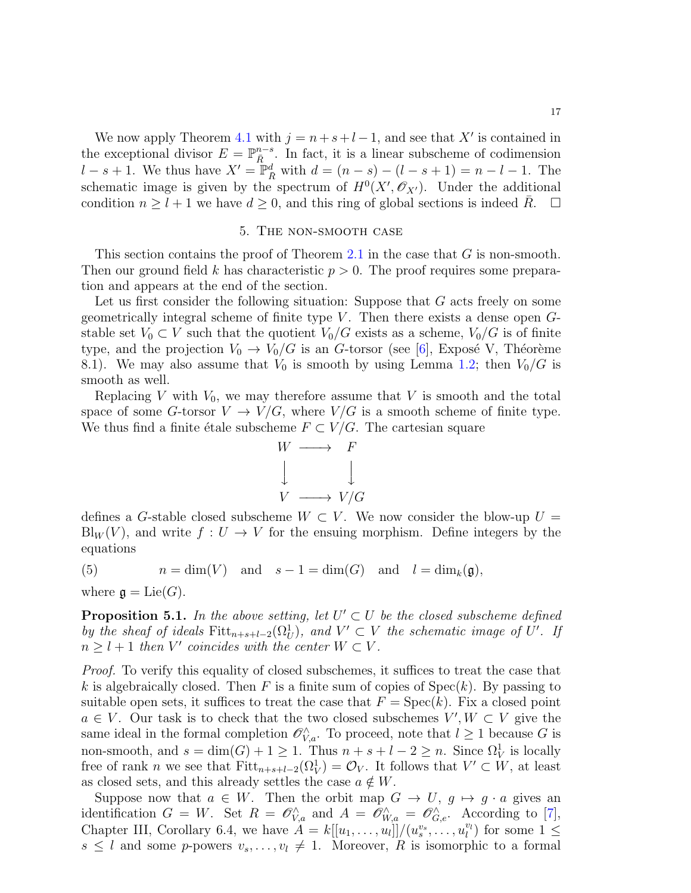We now apply Theorem 4.1 with $j = n+s+l-1$, and see that $X'$ is contained in the exceptional divisor $E = \mathbb{P}^{n-s}_{\bar{R}}$. In fact, it is a linear subscheme of codimension $l-s+1$. We thus have $X' = \mathbb{P}^d_{\bar{R}}$ with $d = (n-s) - (l-s+1) = n-l-1$. The schematic image is given by the spectrum of $H^0(X', \mathscr{O}_{X'})$. Under the additional condition $n \geq l+1$ we have $d \geq 0$, and this ring of global sections is indeed $\bar{R}$. □

## 5. The non-smooth case

This section contains the proof of Theorem 2.1 in the case that $G$ is non-smooth. Then our ground field $k$ has characteristic $p > 0$. The proof requires some preparation and appears at the end of the section.

Let us first consider the following situation: Suppose that $G$ acts freely on some geometrically integral scheme of finite type $V$. Then there exists a dense open $G$-stable set $V_0 \subset V$ such that the quotient $V_0/G$ exists as a scheme, $V_0/G$ is of finite type, and the projection $V_0 \to V_0/G$ is an $G$-torsor (see [6], Exposé V, Théorème 8.1). We may also assume that $V_0$ is smooth by using Lemma 1.2; then $V_0/G$ is smooth as well.

Replacing $V$ with $V_0$, we may therefore assume that $V$ is smooth and the total space of some $G$-torsor $V \to V/G$, where $V/G$ is a smooth scheme of finite type. We thus find a finite étale subscheme $F \subset V/G$. The cartesian square

$$\begin{array}{ccc} W & \longrightarrow & F \\ \big\downarrow & & \big\downarrow \\ V & \longrightarrow & V/G \end{array}$$

defines a $G$-stable closed subscheme $W \subset V$. We now consider the blow-up $U = \mathrm{Bl}_W(V)$, and write $f : U \to V$ for the ensuing morphism. Define integers by the equations

$$n = \dim(V) \quad \text{and} \quad s-1 = \dim(G) \quad \text{and} \quad l = \dim_k(\mathfrak{g}), \tag{5}$$

where $\mathfrak{g} = \mathrm{Lie}(G)$.

**Proposition 5.1.** *In the above setting, let $U' \subset U$ be the closed subscheme defined by the sheaf of ideals $\mathrm{Fitt}_{n+s+l-2}(\Omega^1_U)$, and $V' \subset V$ the schematic image of $U'$. If $n \geq l+1$ then $V'$ coincides with the center $W \subset V$.*

*Proof.* To verify this equality of closed subschemes, it suffices to treat the case that $k$ is algebraically closed. Then $F$ is a finite sum of copies of $\mathrm{Spec}(k)$. By passing to suitable open sets, it suffices to treat the case that $F = \mathrm{Spec}(k)$. Fix a closed point $a \in V$. Our task is to check that the two closed subschemes $V', W \subset V$ give the same ideal in the formal completion $\mathscr{O}^\wedge_{V,a}$. To proceed, note that $l \geq 1$ because $G$ is non-smooth, and $s = \dim(G) + 1 \geq 1$. Thus $n+s+l-2 \geq n$. Since $\Omega^1_V$ is locally free of rank $n$ we see that $\mathrm{Fitt}_{n+s+l-2}(\Omega^1_V) = \mathcal{O}_V$. It follows that $V' \subset W$, at least as closed sets, and this already settles the case $a \notin W$.

Suppose now that $a \in W$. Then the orbit map $G \to U$, $g \mapsto g \cdot a$ gives an identification $G = W$. Set $R = \mathscr{O}^\wedge_{V,a}$ and $A = \mathscr{O}^\wedge_{W,a} = \mathscr{O}^\wedge_{G,e}$. According to [7], Chapter III, Corollary 6.4, we have $A = k[[u_1, \ldots, u_l]]/(u_s^{v_s}, \ldots, u_l^{v_l})$ for some $1 \leq s \leq l$ and some $p$-powers $v_s, \ldots, v_l \neq 1$. Moreover, $R$ is isomorphic to a formal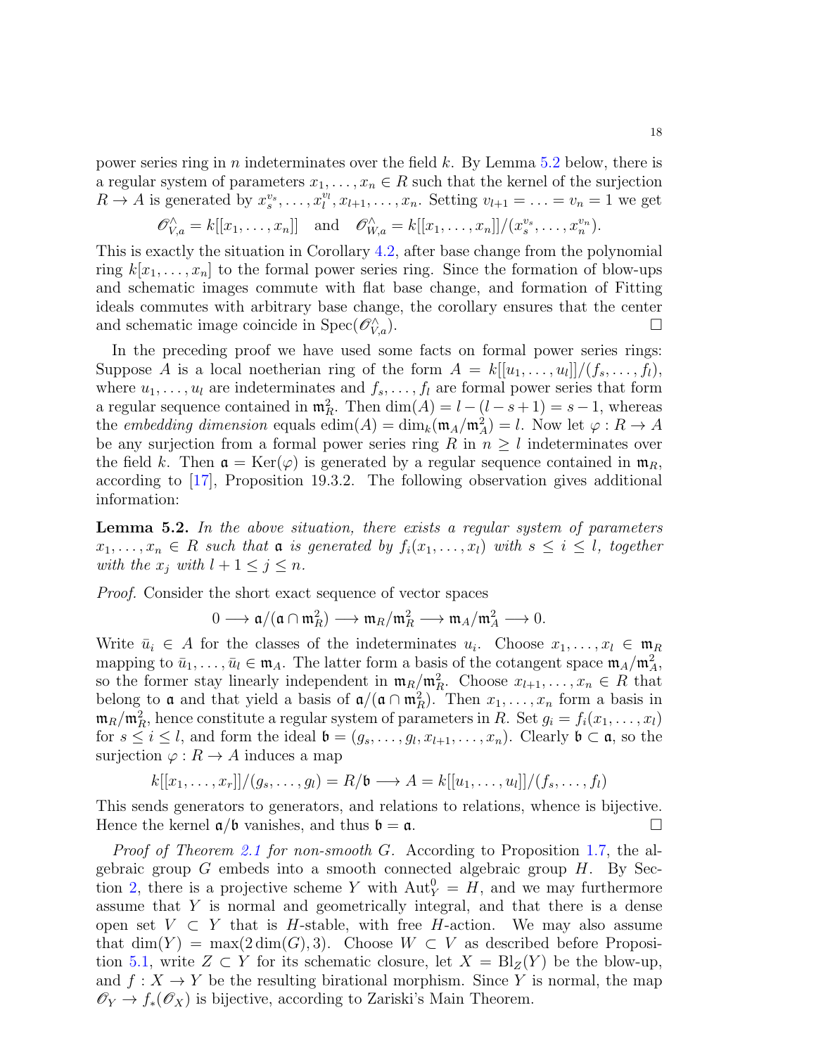power series ring in $n$ indeterminates over the field $k$. By Lemma 5.2 below, there is a regular system of parameters $x_1, \ldots, x_n \in R$ such that the kernel of the surjection $R \to A$ is generated by $x_s^{v_s}, \ldots, x_l^{v_l}, x_{l+1}, \ldots, x_n$. Setting $v_{l+1} = \ldots = v_n = 1$ we get

$$\mathscr{O}_{V,a}^{\wedge} = k[[x_1, \ldots, x_n]] \quad \text{and} \quad \mathscr{O}_{W,a}^{\wedge} = k[[x_1, \ldots, x_n]]/(x_s^{v_s}, \ldots, x_n^{v_n}).$$

This is exactly the situation in Corollary 4.2, after base change from the polynomial ring $k[x_1, \ldots, x_n]$ to the formal power series ring. Since the formation of blow-ups and schematic images commute with flat base change, and formation of Fitting ideals commutes with arbitrary base change, the corollary ensures that the center and schematic image coincide in $\operatorname{Spec}(\mathscr{O}_{V,a}^{\wedge})$. $\square$

In the preceding proof we have used some facts on formal power series rings: Suppose $A$ is a local noetherian ring of the form $A = k[[u_1, \ldots, u_l]]/(f_s, \ldots, f_l)$, where $u_1, \ldots, u_l$ are indeterminates and $f_s, \ldots, f_l$ are formal power series that form a regular sequence contained in $\mathfrak{m}_R^2$. Then $\dim(A) = l - (l - s + 1) = s - 1$, whereas the *embedding dimension* equals $\operatorname{edim}(A) = \dim_k(\mathfrak{m}_A/\mathfrak{m}_A^2) = l$. Now let $\varphi : R \to A$ be any surjection from a formal power series ring $R$ in $n \geq l$ indeterminates over the field $k$. Then $\mathfrak{a} = \operatorname{Ker}(\varphi)$ is generated by a regular sequence contained in $\mathfrak{m}_R$, according to [17], Proposition 19.3.2. The following observation gives additional information:

**Lemma 5.2.** *In the above situation, there exists a regular system of parameters $x_1, \ldots, x_n \in R$ such that $\mathfrak{a}$ is generated by $f_i(x_1, \ldots, x_l)$ with $s \leq i \leq l$, together with the $x_j$ with $l + 1 \leq j \leq n$.*

*Proof.* Consider the short exact sequence of vector spaces

$$0 \longrightarrow \mathfrak{a}/(\mathfrak{a} \cap \mathfrak{m}_R^2) \longrightarrow \mathfrak{m}_R/\mathfrak{m}_R^2 \longrightarrow \mathfrak{m}_A/\mathfrak{m}_A^2 \longrightarrow 0.$$

Write $\bar{u}_i \in A$ for the classes of the indeterminates $u_i$. Choose $x_1, \ldots, x_l \in \mathfrak{m}_R$ mapping to $\bar{u}_1, \ldots, \bar{u}_l \in \mathfrak{m}_A$. The latter form a basis of the cotangent space $\mathfrak{m}_A/\mathfrak{m}_A^2$, so the former stay linearly independent in $\mathfrak{m}_R/\mathfrak{m}_R^2$. Choose $x_{l+1}, \ldots, x_n \in R$ that belong to $\mathfrak{a}$ and that yield a basis of $\mathfrak{a}/(\mathfrak{a} \cap \mathfrak{m}_R^2)$. Then $x_1, \ldots, x_n$ form a basis in $\mathfrak{m}_R/\mathfrak{m}_R^2$, hence constitute a regular system of parameters in $R$. Set $g_i = f_i(x_1, \ldots, x_l)$ for $s \leq i \leq l$, and form the ideal $\mathfrak{b} = (g_s, \ldots, g_l, x_{l+1}, \ldots, x_n)$. Clearly $\mathfrak{b} \subset \mathfrak{a}$, so the surjection $\varphi : R \to A$ induces a map

$$k[[x_1, \ldots, x_r]]/(g_s, \ldots, g_l) = R/\mathfrak{b} \longrightarrow A = k[[u_1, \ldots, u_l]]/(f_s, \ldots, f_l)$$

This sends generators to generators, and relations to relations, whence is bijective. Hence the kernel $\mathfrak{a}/\mathfrak{b}$ vanishes, and thus $\mathfrak{b} = \mathfrak{a}$. $\square$

*Proof of Theorem 2.1 for non-smooth $G$.* According to Proposition 1.7, the algebraic group $G$ embeds into a smooth connected algebraic group $H$. By Section 2, there is a projective scheme $Y$ with $\operatorname{Aut}_Y^0 = H$, and we may furthermore assume that $Y$ is normal and geometrically integral, and that there is a dense open set $V \subset Y$ that is $H$-stable, with free $H$-action. We may also assume that $\dim(Y) = \max(2\dim(G), 3)$. Choose $W \subset V$ as described before Proposition 5.1, write $Z \subset Y$ for its schematic closure, let $X = \operatorname{Bl}_Z(Y)$ be the blow-up, and $f : X \to Y$ be the resulting birational morphism. Since $Y$ is normal, the map $\mathscr{O}_Y \to f_*(\mathscr{O}_X)$ is bijective, according to Zariski's Main Theorem.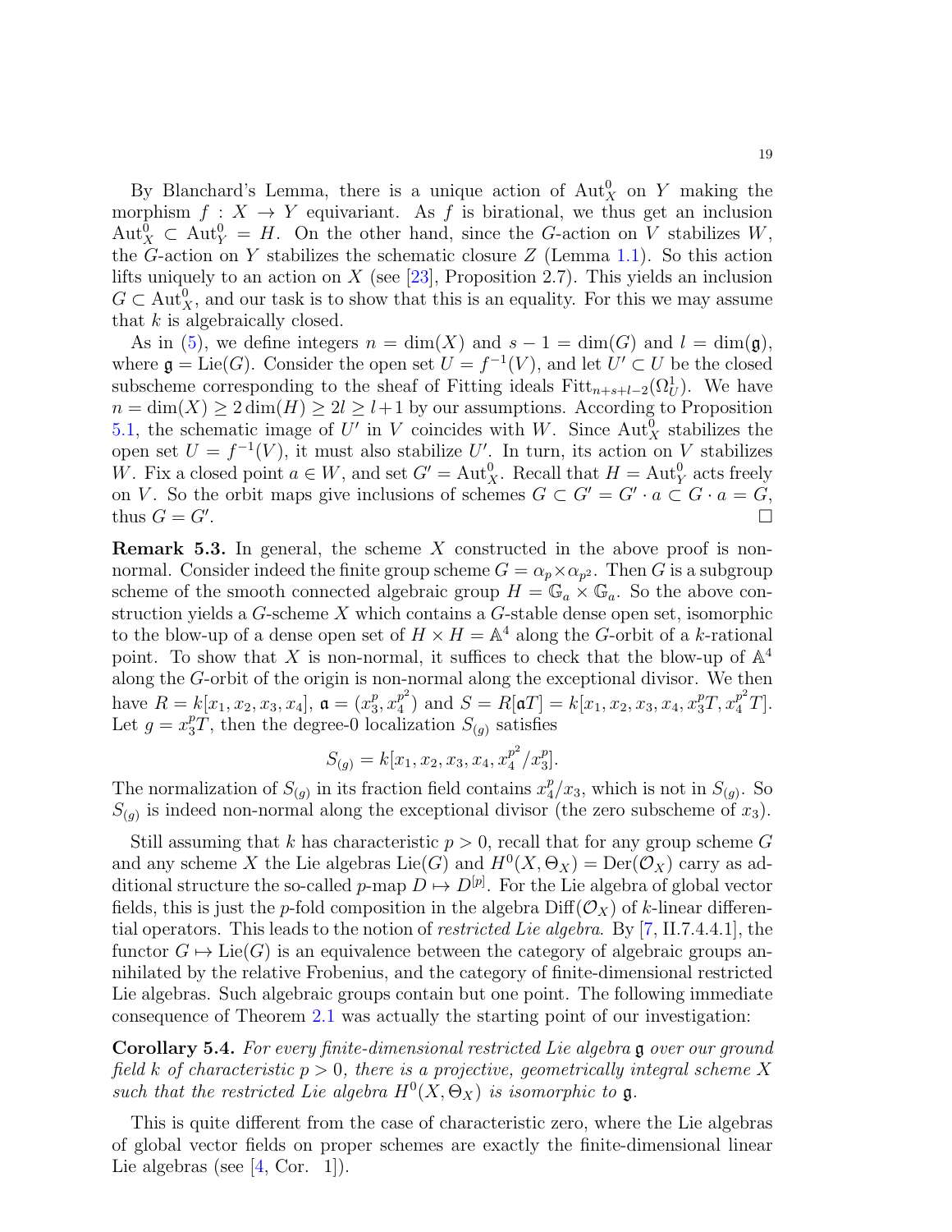By Blanchard's Lemma, there is a unique action of $\mathrm{Aut}^0_X$ on $Y$ making the morphism $f : X \to Y$ equivariant. As $f$ is birational, we thus get an inclusion $\mathrm{Aut}^0_X \subset \mathrm{Aut}^0_Y = H$. On the other hand, since the $G$-action on $V$ stabilizes $W$, the $G$-action on $Y$ stabilizes the schematic closure $Z$ (Lemma 1.1). So this action lifts uniquely to an action on $X$ (see [23], Proposition 2.7). This yields an inclusion $G \subset \mathrm{Aut}^0_X$, and our task is to show that this is an equality. For this we may assume that $k$ is algebraically closed.

As in (5), we define integers $n = \dim(X)$ and $s - 1 = \dim(G)$ and $l = \dim(\mathfrak{g})$, where $\mathfrak{g} = \mathrm{Lie}(G)$. Consider the open set $U = f^{-1}(V)$, and let $U' \subset U$ be the closed subscheme corresponding to the sheaf of Fitting ideals $\mathrm{Fitt}_{n+s+l-2}(\Omega^1_U)$. We have $n = \dim(X) \geq 2\dim(H) \geq 2l \geq l+1$ by our assumptions. According to Proposition 5.1, the schematic image of $U'$ in $V$ coincides with $W$. Since $\mathrm{Aut}^0_X$ stabilizes the open set $U = f^{-1}(V)$, it must also stabilize $U'$. In turn, its action on $V$ stabilizes $W$. Fix a closed point $a \in W$, and set $G' = \mathrm{Aut}^0_X$. Recall that $H = \mathrm{Aut}^0_Y$ acts freely on $V$. So the orbit maps give inclusions of schemes $G \subset G' = G' \cdot a \subset G \cdot a = G$, thus $G = G'$. $\square$

**Remark 5.3.** In general, the scheme $X$ constructed in the above proof is non-normal. Consider indeed the finite group scheme $G = \alpha_p \times \alpha_{p^2}$. Then $G$ is a subgroup scheme of the smooth connected algebraic group $H = \mathbb{G}_a \times \mathbb{G}_a$. So the above construction yields a $G$-scheme $X$ which contains a $G$-stable dense open set, isomorphic to the blow-up of a dense open set of $H \times H = \mathbb{A}^4$ along the $G$-orbit of a $k$-rational point. To show that $X$ is non-normal, it suffices to check that the blow-up of $\mathbb{A}^4$ along the $G$-orbit of the origin is non-normal along the exceptional divisor. We then have $R = k[x_1, x_2, x_3, x_4]$, $\mathfrak{a} = (x_3^p, x_4^{p^2})$ and $S = R[\mathfrak{a}T] = k[x_1, x_2, x_3, x_4, x_3^pT, x_4^{p^2}T]$. Let $g = x_3^pT$, then the degree-0 localization $S_{(g)}$ satisfies

$$S_{(g)} = k[x_1, x_2, x_3, x_4, x_4^{p^2}/x_3^p].$$

The normalization of $S_{(g)}$ in its fraction field contains $x_4^p/x_3$, which is not in $S_{(g)}$. So $S_{(g)}$ is indeed non-normal along the exceptional divisor (the zero subscheme of $x_3$).

Still assuming that $k$ has characteristic $p > 0$, recall that for any group scheme $G$ and any scheme $X$ the Lie algebras $\mathrm{Lie}(G)$ and $H^0(X, \Theta_X) = \mathrm{Der}(\mathcal{O}_X)$ carry as additional structure the so-called $p$-map $D \mapsto D^{[p]}$. For the Lie algebra of global vector fields, this is just the $p$-fold composition in the algebra $\mathrm{Diff}(\mathcal{O}_X)$ of $k$-linear differential operators. This leads to the notion of *restricted Lie algebra*. By [7, II.7.4.4.1], the functor $G \mapsto \mathrm{Lie}(G)$ is an equivalence between the category of algebraic groups annihilated by the relative Frobenius, and the category of finite-dimensional restricted Lie algebras. Such algebraic groups contain but one point. The following immediate consequence of Theorem 2.1 was actually the starting point of our investigation:

**Corollary 5.4.** *For every finite-dimensional restricted Lie algebra $\mathfrak{g}$ over our ground field $k$ of characteristic $p > 0$, there is a projective, geometrically integral scheme $X$ such that the restricted Lie algebra $H^0(X, \Theta_X)$ is isomorphic to $\mathfrak{g}$.*

This is quite different from the case of characteristic zero, where the Lie algebras of global vector fields on proper schemes are exactly the finite-dimensional linear Lie algebras (see [4, Cor. 1]).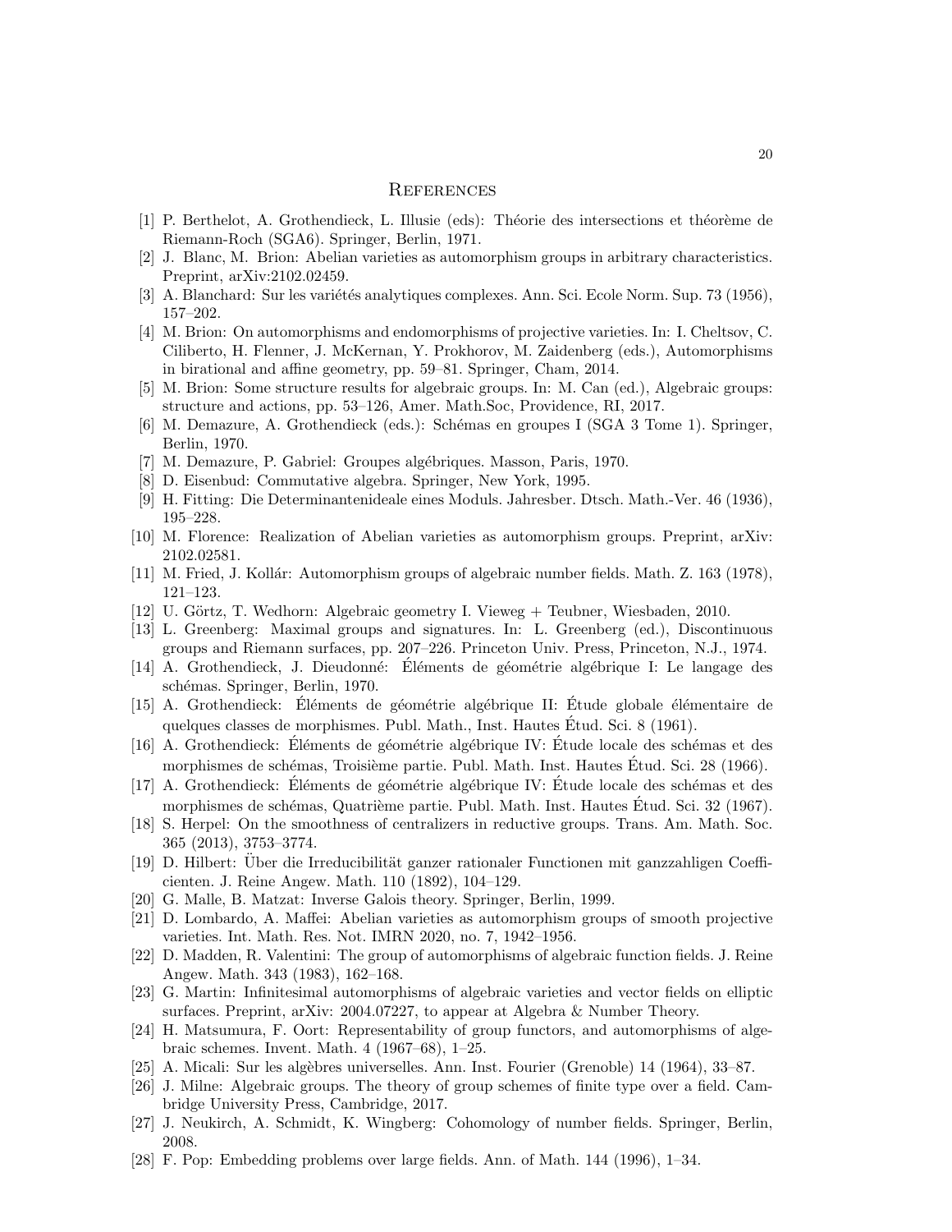## References

[1] P. Berthelot, A. Grothendieck, L. Illusie (eds): Théorie des intersections et théorème de Riemann-Roch (SGA6). Springer, Berlin, 1971.

[2] J. Blanc, M. Brion: Abelian varieties as automorphism groups in arbitrary characteristics. Preprint, arXiv:2102.02459.

[3] A. Blanchard: Sur les variétés analytiques complexes. Ann. Sci. Ecole Norm. Sup. 73 (1956), 157–202.

[4] M. Brion: On automorphisms and endomorphisms of projective varieties. In: I. Cheltsov, C. Ciliberto, H. Flenner, J. McKernan, Y. Prokhorov, M. Zaidenberg (eds.), Automorphisms in birational and affine geometry, pp. 59–81. Springer, Cham, 2014.

[5] M. Brion: Some structure results for algebraic groups. In: M. Can (ed.), Algebraic groups: structure and actions, pp. 53–126, Amer. Math.Soc, Providence, RI, 2017.

[6] M. Demazure, A. Grothendieck (eds.): Schémas en groupes I (SGA 3 Tome 1). Springer, Berlin, 1970.

[7] M. Demazure, P. Gabriel: Groupes algébriques. Masson, Paris, 1970.

[8] D. Eisenbud: Commutative algebra. Springer, New York, 1995.

[9] H. Fitting: Die Determinantenideale eines Moduls. Jahresber. Dtsch. Math.-Ver. 46 (1936), 195–228.

[10] M. Florence: Realization of Abelian varieties as automorphism groups. Preprint, arXiv: 2102.02581.

[11] M. Fried, J. Kollár: Automorphism groups of algebraic number fields. Math. Z. 163 (1978), 121–123.

[12] U. Görtz, T. Wedhorn: Algebraic geometry I. Vieweg + Teubner, Wiesbaden, 2010.

[13] L. Greenberg: Maximal groups and signatures. In: L. Greenberg (ed.), Discontinuous groups and Riemann surfaces, pp. 207–226. Princeton Univ. Press, Princeton, N.J., 1974.

[14] A. Grothendieck, J. Dieudonné: Éléments de géométrie algébrique I: Le langage des schémas. Springer, Berlin, 1970.

[15] A. Grothendieck: Éléments de géométrie algébrique II: Étude globale élémentaire de quelques classes de morphismes. Publ. Math., Inst. Hautes Étud. Sci. 8 (1961).

[16] A. Grothendieck: Éléments de géométrie algébrique IV: Étude locale des schémas et des morphismes de schémas, Troisième partie. Publ. Math. Inst. Hautes Étud. Sci. 28 (1966).

[17] A. Grothendieck: Éléments de géométrie algébrique IV: Étude locale des schémas et des morphismes de schémas, Quatrième partie. Publ. Math. Inst. Hautes Étud. Sci. 32 (1967).

[18] S. Herpel: On the smoothness of centralizers in reductive groups. Trans. Am. Math. Soc. 365 (2013), 3753–3774.

[19] D. Hilbert: Über die Irreducibilität ganzer rationaler Functionen mit ganzzahligen Coefficienten. J. Reine Angew. Math. 110 (1892), 104–129.

[20] G. Malle, B. Matzat: Inverse Galois theory. Springer, Berlin, 1999.

[21] D. Lombardo, A. Maffei: Abelian varieties as automorphism groups of smooth projective varieties. Int. Math. Res. Not. IMRN 2020, no. 7, 1942–1956.

[22] D. Madden, R. Valentini: The group of automorphisms of algebraic function fields. J. Reine Angew. Math. 343 (1983), 162–168.

[23] G. Martin: Infinitesimal automorphisms of algebraic varieties and vector fields on elliptic surfaces. Preprint, arXiv: 2004.07227, to appear at Algebra & Number Theory.

[24] H. Matsumura, F. Oort: Representability of group functors, and automorphisms of algebraic schemes. Invent. Math. 4 (1967–68), 1–25.

[25] A. Micali: Sur les algèbres universelles. Ann. Inst. Fourier (Grenoble) 14 (1964), 33–87.

[26] J. Milne: Algebraic groups. The theory of group schemes of finite type over a field. Cambridge University Press, Cambridge, 2017.

[27] J. Neukirch, A. Schmidt, K. Wingberg: Cohomology of number fields. Springer, Berlin, 2008.

[28] F. Pop: Embedding problems over large fields. Ann. of Math. 144 (1996), 1–34.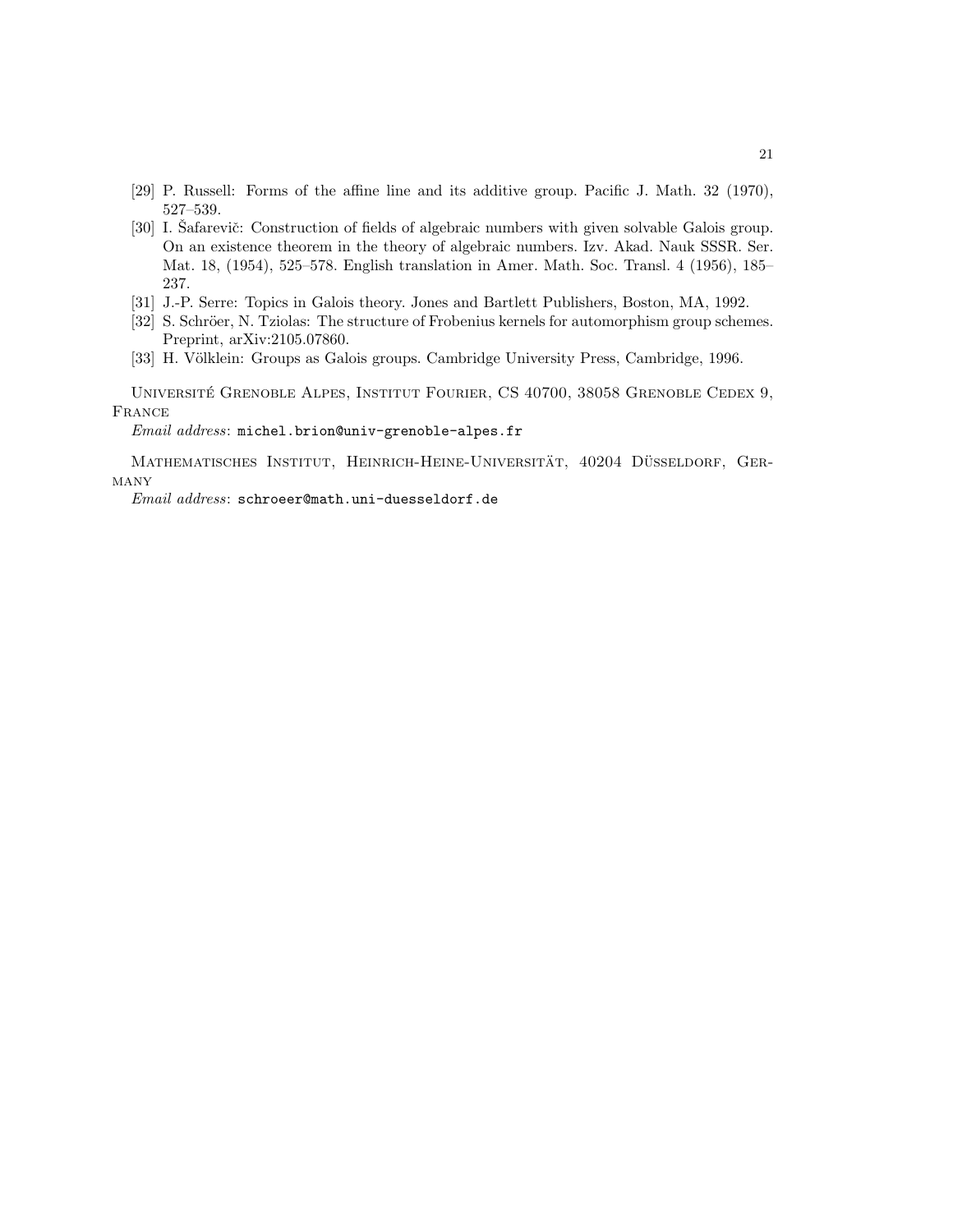[29] P. Russell: Forms of the affine line and its additive group. Pacific J. Math. 32 (1970), 527–539.

[30] I. Šafarevič: Construction of fields of algebraic numbers with given solvable Galois group. On an existence theorem in the theory of algebraic numbers. Izv. Akad. Nauk SSSR. Ser. Mat. 18, (1954), 525–578. English translation in Amer. Math. Soc. Transl. 4 (1956), 185–237.

[31] J.-P. Serre: Topics in Galois theory. Jones and Bartlett Publishers, Boston, MA, 1992.

[32] S. Schröer, N. Tziolas: The structure of Frobenius kernels for automorphism group schemes. Preprint, arXiv:2105.07860.

[33] H. Völklein: Groups as Galois groups. Cambridge University Press, Cambridge, 1996.

Université Grenoble Alpes, Institut Fourier, CS 40700, 38058 Grenoble Cedex 9, France

*Email address*: `michel.brion@univ-grenoble-alpes.fr`

Mathematisches Institut, Heinrich-Heine-Universität, 40204 Düsseldorf, Germany

*Email address*: `schroeer@math.uni-duesseldorf.de`